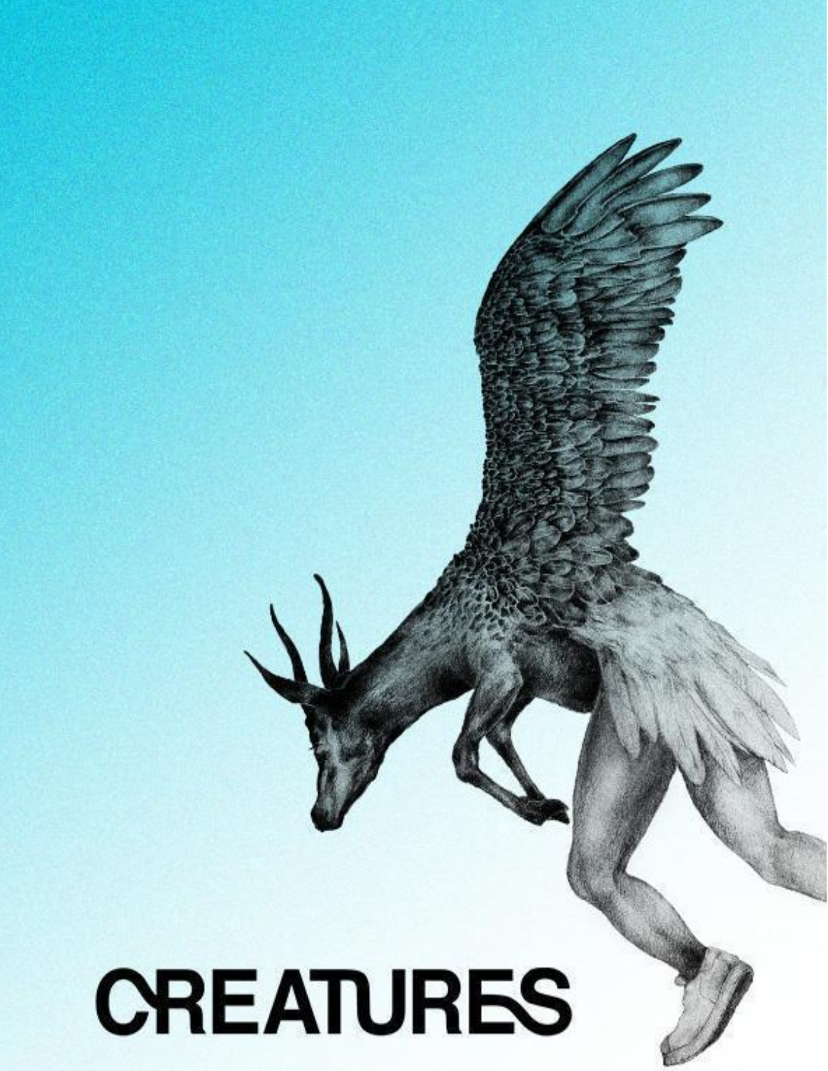# CREATURES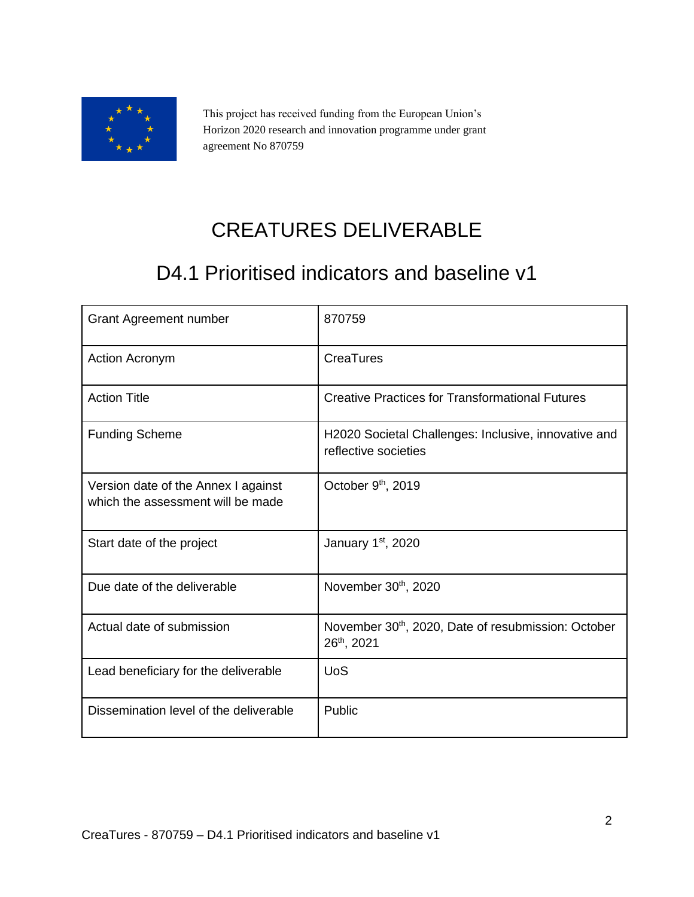This project has received funding from the European Union's Horizon 2020 research and innovation programme under grant agreement No 870759

# CREATURES DELIVERABLE

## D4.1 Prioritised indicators and baseline v1

| | |
|---|---|
| Grant Agreement number | 870759 |
| Action Acronym | CreaTures |
| Action Title | Creative Practices for Transformational Futures |
| Funding Scheme | H2020 Societal Challenges: Inclusive, innovative and reflective societies |
| Version date of the Annex I against which the assessment will be made | October 9th, 2019 |
| Start date of the project | January 1st, 2020 |
| Due date of the deliverable | November 30th, 2020 |
| Actual date of submission | November 30th, 2020, Date of resubmission: October 26th, 2021 |
| Lead beneficiary for the deliverable | UoS |
| Dissemination level of the deliverable | Public |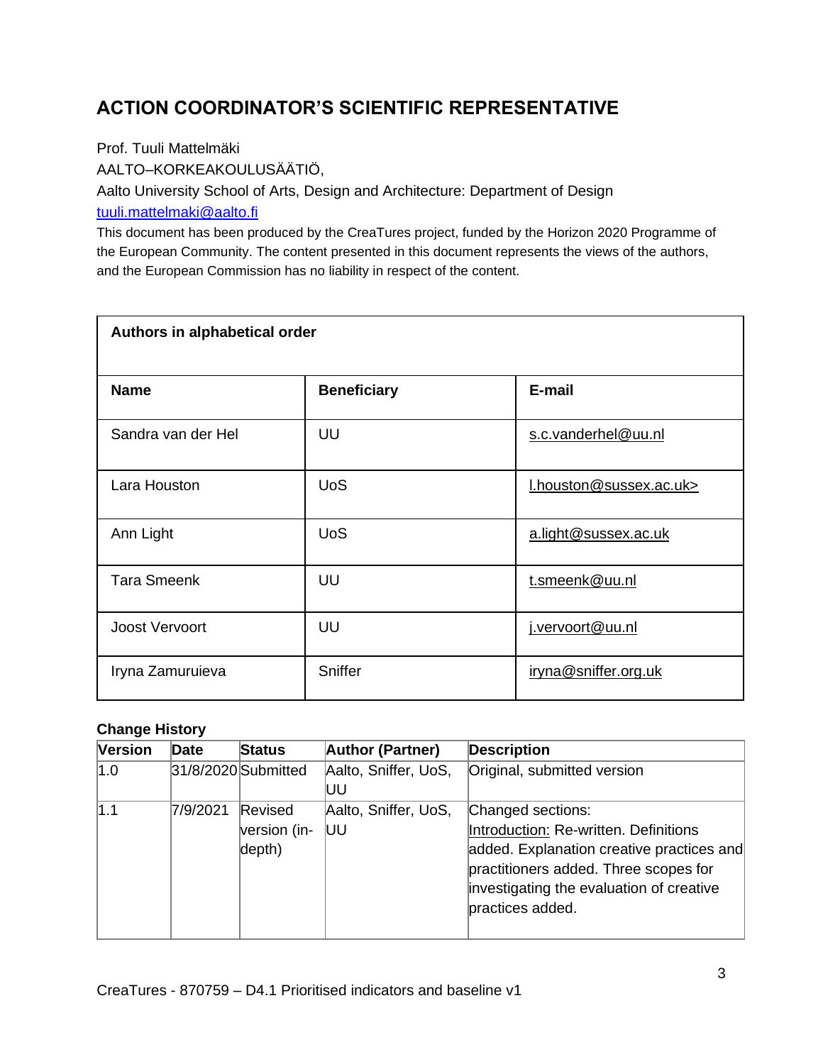# ACTION COORDINATOR'S SCIENTIFIC REPRESENTATIVE

Prof. Tuuli Mattelmäki

AALTO–KORKEAKOULUSÄÄTIÖ,

Aalto University School of Arts, Design and Architecture: Department of Design

tuuli.mattelmaki@aalto.fi

This document has been produced by the CreaTures project, funded by the Horizon 2020 Programme of the European Community. The content presented in this document represents the views of the authors, and the European Commission has no liability in respect of the content.

| **Authors in alphabetical order** | | |
|---|---|---|
| **Name** | **Beneficiary** | **E-mail** |
| Sandra van der Hel | UU | s.c.vanderhel@uu.nl |
| Lara Houston | UoS | l.houston@sussex.ac.uk> |
| Ann Light | UoS | a.light@sussex.ac.uk |
| Tara Smeenk | UU | t.smeenk@uu.nl |
| Joost Vervoort | UU | j.vervoort@uu.nl |
| Iryna Zamuruieva | Sniffer | iryna@sniffer.org.uk |

**Change History**

| Version | Date | Status | Author (Partner) | Description |
|---|---|---|---|---|
| 1.0 | 31/8/2020 | Submitted | Aalto, Sniffer, UoS, UU | Original, submitted version |
| 1.1 | 7/9/2021 | Revised version (in-depth) | Aalto, Sniffer, UoS, UU | Changed sections: Introduction: Re-written. Definitions added. Explanation creative practices and practitioners added. Three scopes for investigating the evaluation of creative practices added. |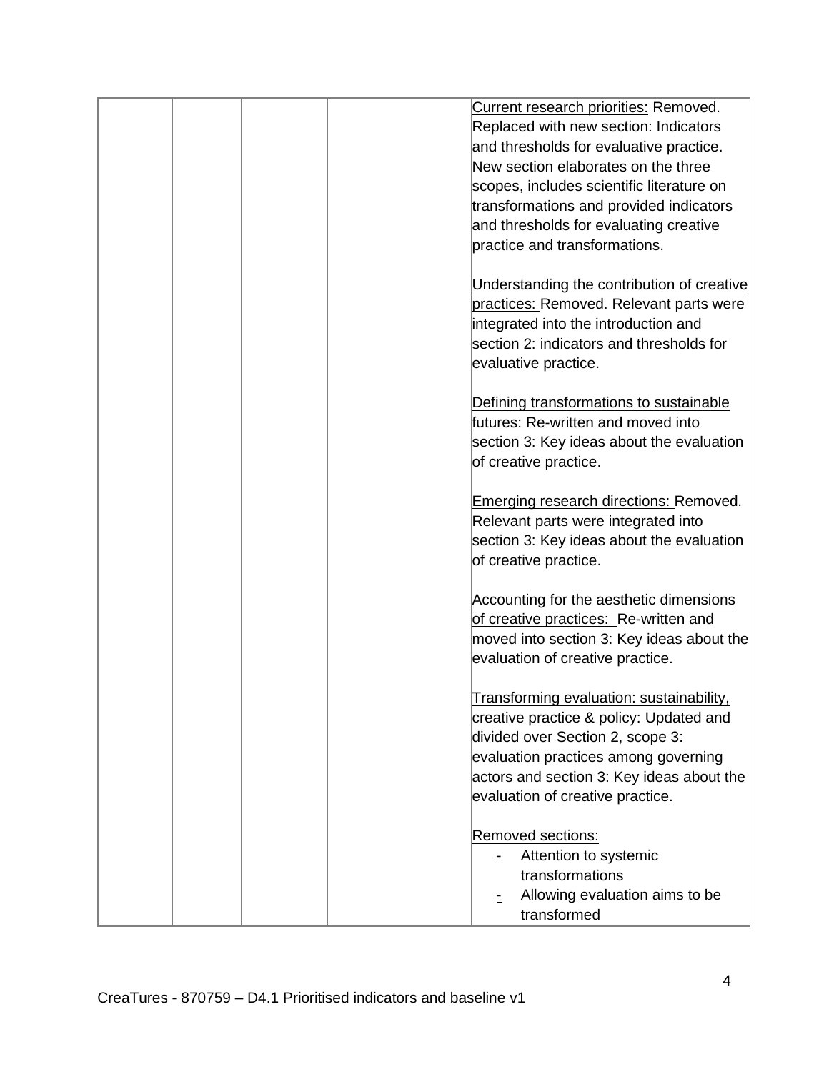| | | | | |
|---|---|---|---|---|
| | | | | <u>Current research priorities:</u> Removed. Replaced with new section: Indicators and thresholds for evaluative practice. New section elaborates on the three scopes, includes scientific literature on transformations and provided indicators and thresholds for evaluating creative practice and transformations.<br><br><u>Understanding the contribution of creative practices:</u> Removed. Relevant parts were integrated into the introduction and section 2: indicators and thresholds for evaluative practice.<br><br><u>Defining transformations to sustainable futures:</u> Re-written and moved into section 3: Key ideas about the evaluation of creative practice.<br><br><u>Emerging research directions:</u> Removed. Relevant parts were integrated into section 3: Key ideas about the evaluation of creative practice.<br><br><u>Accounting for the aesthetic dimensions of creative practices:</u> Re-written and moved into section 3: Key ideas about the evaluation of creative practice.<br><br><u>Transforming evaluation: sustainability, creative practice & policy:</u> Updated and divided over Section 2, scope 3: evaluation practices among governing actors and section 3: Key ideas about the evaluation of creative practice.<br><br><u>Removed sections:</u><br>- Attention to systemic transformations<br>- Allowing evaluation aims to be transformed |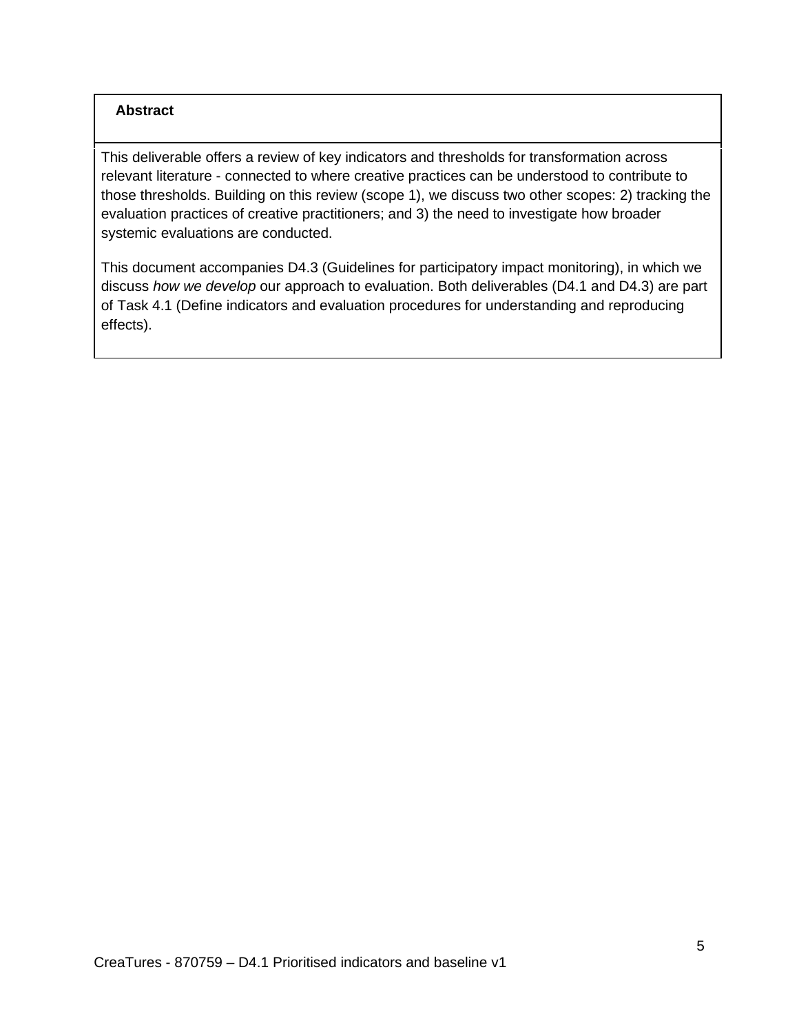**Abstract**

This deliverable offers a review of key indicators and thresholds for transformation across relevant literature - connected to where creative practices can be understood to contribute to those thresholds. Building on this review (scope 1), we discuss two other scopes: 2) tracking the evaluation practices of creative practitioners; and 3) the need to investigate how broader systemic evaluations are conducted.

This document accompanies D4.3 (Guidelines for participatory impact monitoring), in which we discuss *how we develop* our approach to evaluation. Both deliverables (D4.1 and D4.3) are part of Task 4.1 (Define indicators and evaluation procedures for understanding and reproducing effects).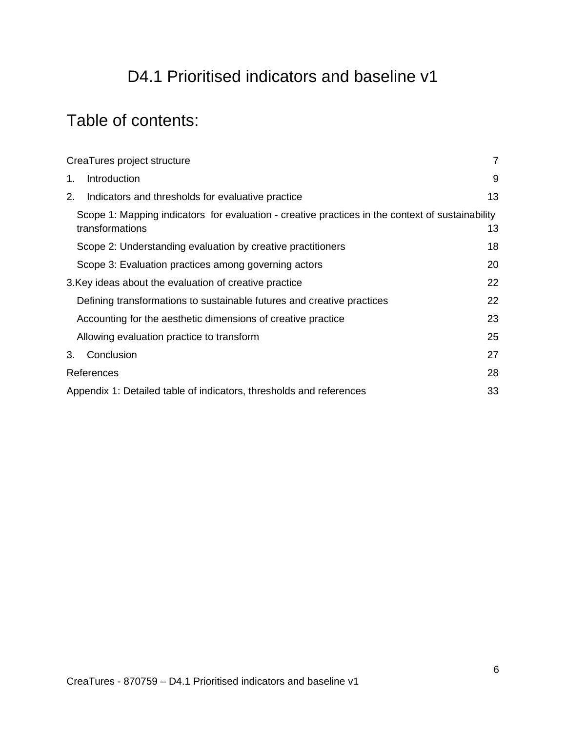# D4.1 Prioritised indicators and baseline v1

## Table of contents:

| | |
|---|---|
| CreaTures project structure | 7 |
| 1. Introduction | 9 |
| 2. Indicators and thresholds for evaluative practice | 13 |
| Scope 1: Mapping indicators for evaluation - creative practices in the context of sustainability transformations | 13 |
| Scope 2: Understanding evaluation by creative practitioners | 18 |
| Scope 3: Evaluation practices among governing actors | 20 |
| 3.Key ideas about the evaluation of creative practice | 22 |
| Defining transformations to sustainable futures and creative practices | 22 |
| Accounting for the aesthetic dimensions of creative practice | 23 |
| Allowing evaluation practice to transform | 25 |
| 3. Conclusion | 27 |
| References | 28 |
| Appendix 1: Detailed table of indicators, thresholds and references | 33 |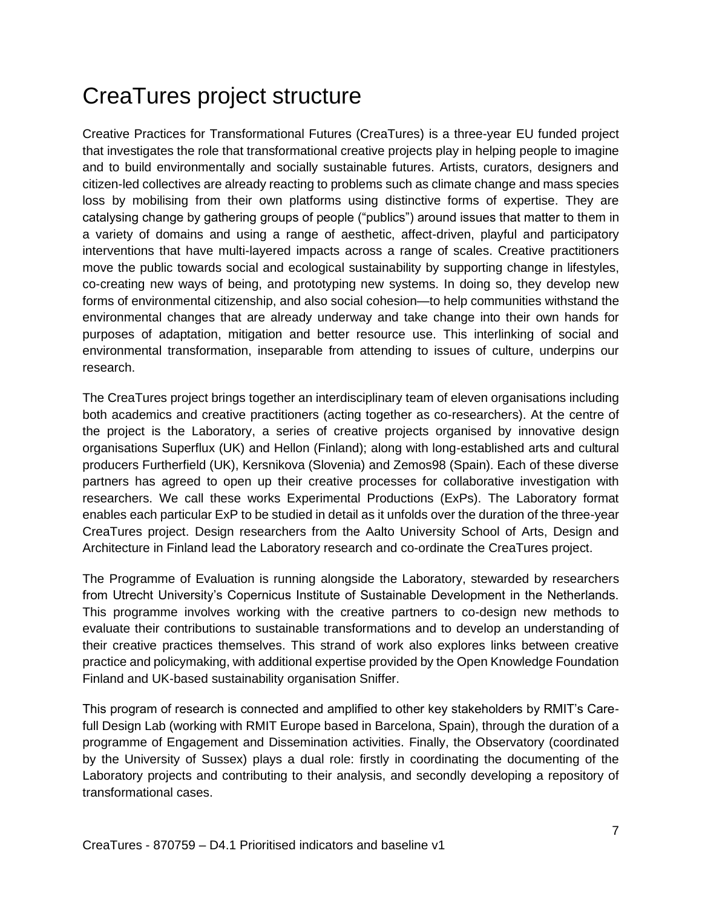# CreaTures project structure

Creative Practices for Transformational Futures (CreaTures) is a three-year EU funded project that investigates the role that transformational creative projects play in helping people to imagine and to build environmentally and socially sustainable futures. Artists, curators, designers and citizen-led collectives are already reacting to problems such as climate change and mass species loss by mobilising from their own platforms using distinctive forms of expertise. They are catalysing change by gathering groups of people ("publics") around issues that matter to them in a variety of domains and using a range of aesthetic, affect-driven, playful and participatory interventions that have multi-layered impacts across a range of scales. Creative practitioners move the public towards social and ecological sustainability by supporting change in lifestyles, co-creating new ways of being, and prototyping new systems. In doing so, they develop new forms of environmental citizenship, and also social cohesion—to help communities withstand the environmental changes that are already underway and take change into their own hands for purposes of adaptation, mitigation and better resource use. This interlinking of social and environmental transformation, inseparable from attending to issues of culture, underpins our research.

The CreaTures project brings together an interdisciplinary team of eleven organisations including both academics and creative practitioners (acting together as co-researchers). At the centre of the project is the Laboratory, a series of creative projects organised by innovative design organisations Superflux (UK) and Hellon (Finland); along with long-established arts and cultural producers Furtherfield (UK), Kersnikova (Slovenia) and Zemos98 (Spain). Each of these diverse partners has agreed to open up their creative processes for collaborative investigation with researchers. We call these works Experimental Productions (ExPs). The Laboratory format enables each particular ExP to be studied in detail as it unfolds over the duration of the three-year CreaTures project. Design researchers from the Aalto University School of Arts, Design and Architecture in Finland lead the Laboratory research and co-ordinate the CreaTures project.

The Programme of Evaluation is running alongside the Laboratory, stewarded by researchers from Utrecht University's Copernicus Institute of Sustainable Development in the Netherlands. This programme involves working with the creative partners to co-design new methods to evaluate their contributions to sustainable transformations and to develop an understanding of their creative practices themselves. This strand of work also explores links between creative practice and policymaking, with additional expertise provided by the Open Knowledge Foundation Finland and UK-based sustainability organisation Sniffer.

This program of research is connected and amplified to other key stakeholders by RMIT's Care-full Design Lab (working with RMIT Europe based in Barcelona, Spain), through the duration of a programme of Engagement and Dissemination activities. Finally, the Observatory (coordinated by the University of Sussex) plays a dual role: firstly in coordinating the documenting of the Laboratory projects and contributing to their analysis, and secondly developing a repository of transformational cases.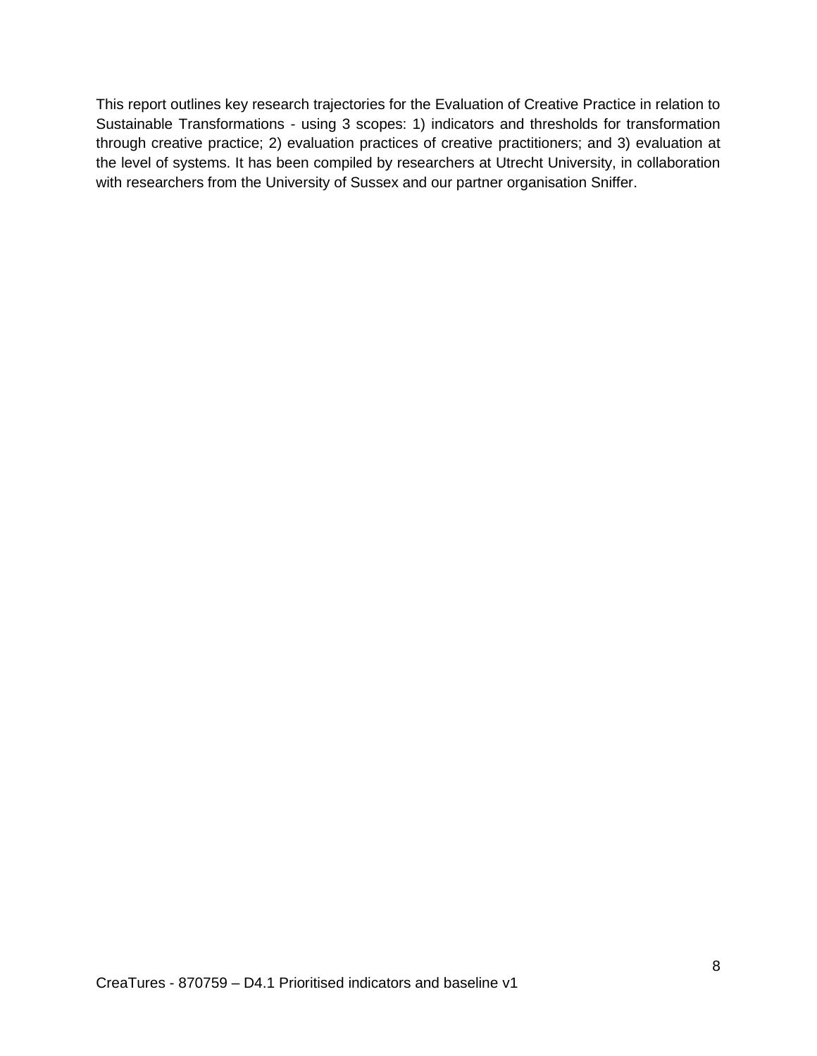This report outlines key research trajectories for the Evaluation of Creative Practice in relation to Sustainable Transformations - using 3 scopes: 1) indicators and thresholds for transformation through creative practice; 2) evaluation practices of creative practitioners; and 3) evaluation at the level of systems. It has been compiled by researchers at Utrecht University, in collaboration with researchers from the University of Sussex and our partner organisation Sniffer.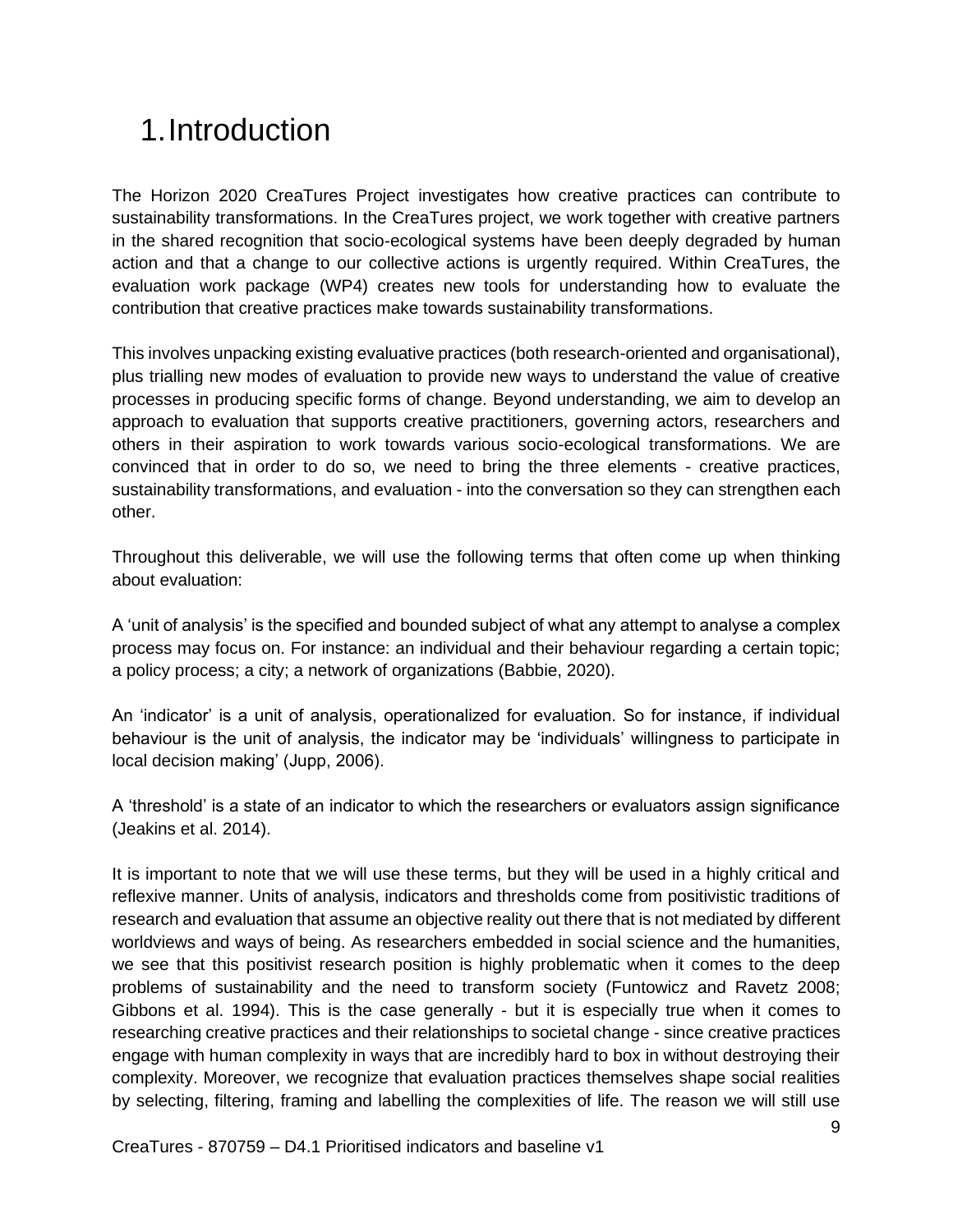# 1. Introduction

The Horizon 2020 CreaTures Project investigates how creative practices can contribute to sustainability transformations. In the CreaTures project, we work together with creative partners in the shared recognition that socio-ecological systems have been deeply degraded by human action and that a change to our collective actions is urgently required. Within CreaTures, the evaluation work package (WP4) creates new tools for understanding how to evaluate the contribution that creative practices make towards sustainability transformations.

This involves unpacking existing evaluative practices (both research-oriented and organisational), plus trialling new modes of evaluation to provide new ways to understand the value of creative processes in producing specific forms of change. Beyond understanding, we aim to develop an approach to evaluation that supports creative practitioners, governing actors, researchers and others in their aspiration to work towards various socio-ecological transformations. We are convinced that in order to do so, we need to bring the three elements - creative practices, sustainability transformations, and evaluation - into the conversation so they can strengthen each other.

Throughout this deliverable, we will use the following terms that often come up when thinking about evaluation:

A 'unit of analysis' is the specified and bounded subject of what any attempt to analyse a complex process may focus on. For instance: an individual and their behaviour regarding a certain topic; a policy process; a city; a network of organizations (Babbie, 2020).

An 'indicator' is a unit of analysis, operationalized for evaluation. So for instance, if individual behaviour is the unit of analysis, the indicator may be 'individuals' willingness to participate in local decision making' (Jupp, 2006).

A 'threshold' is a state of an indicator to which the researchers or evaluators assign significance (Jeakins et al. 2014).

It is important to note that we will use these terms, but they will be used in a highly critical and reflexive manner. Units of analysis, indicators and thresholds come from positivistic traditions of research and evaluation that assume an objective reality out there that is not mediated by different worldviews and ways of being. As researchers embedded in social science and the humanities, we see that this positivist research position is highly problematic when it comes to the deep problems of sustainability and the need to transform society (Funtowicz and Ravetz 2008; Gibbons et al. 1994). This is the case generally - but it is especially true when it comes to researching creative practices and their relationships to societal change - since creative practices engage with human complexity in ways that are incredibly hard to box in without destroying their complexity. Moreover, we recognize that evaluation practices themselves shape social realities by selecting, filtering, framing and labelling the complexities of life. The reason we will still use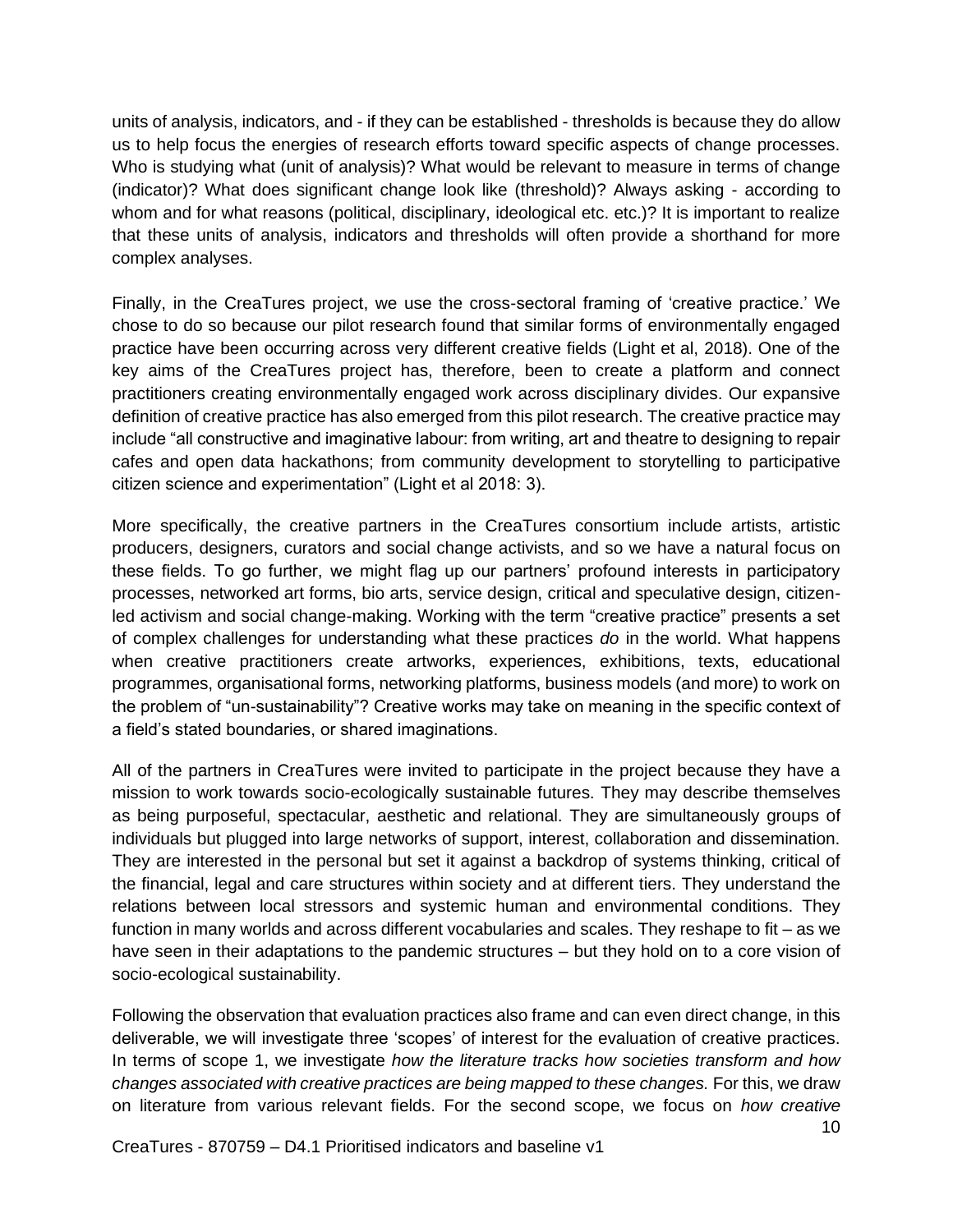units of analysis, indicators, and - if they can be established - thresholds is because they do allow us to help focus the energies of research efforts toward specific aspects of change processes. Who is studying what (unit of analysis)? What would be relevant to measure in terms of change (indicator)? What does significant change look like (threshold)? Always asking - according to whom and for what reasons (political, disciplinary, ideological etc. etc.)? It is important to realize that these units of analysis, indicators and thresholds will often provide a shorthand for more complex analyses.

Finally, in the CreaTures project, we use the cross-sectoral framing of 'creative practice.' We chose to do so because our pilot research found that similar forms of environmentally engaged practice have been occurring across very different creative fields (Light et al, 2018). One of the key aims of the CreaTures project has, therefore, been to create a platform and connect practitioners creating environmentally engaged work across disciplinary divides. Our expansive definition of creative practice has also emerged from this pilot research. The creative practice may include "all constructive and imaginative labour: from writing, art and theatre to designing to repair cafes and open data hackathons; from community development to storytelling to participative citizen science and experimentation" (Light et al 2018: 3).

More specifically, the creative partners in the CreaTures consortium include artists, artistic producers, designers, curators and social change activists, and so we have a natural focus on these fields. To go further, we might flag up our partners' profound interests in participatory processes, networked art forms, bio arts, service design, critical and speculative design, citizen-led activism and social change-making. Working with the term "creative practice" presents a set of complex challenges for understanding what these practices *do* in the world. What happens when creative practitioners create artworks, experiences, exhibitions, texts, educational programmes, organisational forms, networking platforms, business models (and more) to work on the problem of "un-sustainability"? Creative works may take on meaning in the specific context of a field's stated boundaries, or shared imaginations.

All of the partners in CreaTures were invited to participate in the project because they have a mission to work towards socio-ecologically sustainable futures. They may describe themselves as being purposeful, spectacular, aesthetic and relational. They are simultaneously groups of individuals but plugged into large networks of support, interest, collaboration and dissemination. They are interested in the personal but set it against a backdrop of systems thinking, critical of the financial, legal and care structures within society and at different tiers. They understand the relations between local stressors and systemic human and environmental conditions. They function in many worlds and across different vocabularies and scales. They reshape to fit – as we have seen in their adaptations to the pandemic structures – but they hold on to a core vision of socio-ecological sustainability.

Following the observation that evaluation practices also frame and can even direct change, in this deliverable, we will investigate three 'scopes' of interest for the evaluation of creative practices. In terms of scope 1, we investigate *how the literature tracks how societies transform and how changes associated with creative practices are being mapped to these changes.* For this, we draw on literature from various relevant fields. For the second scope, we focus on *how creative*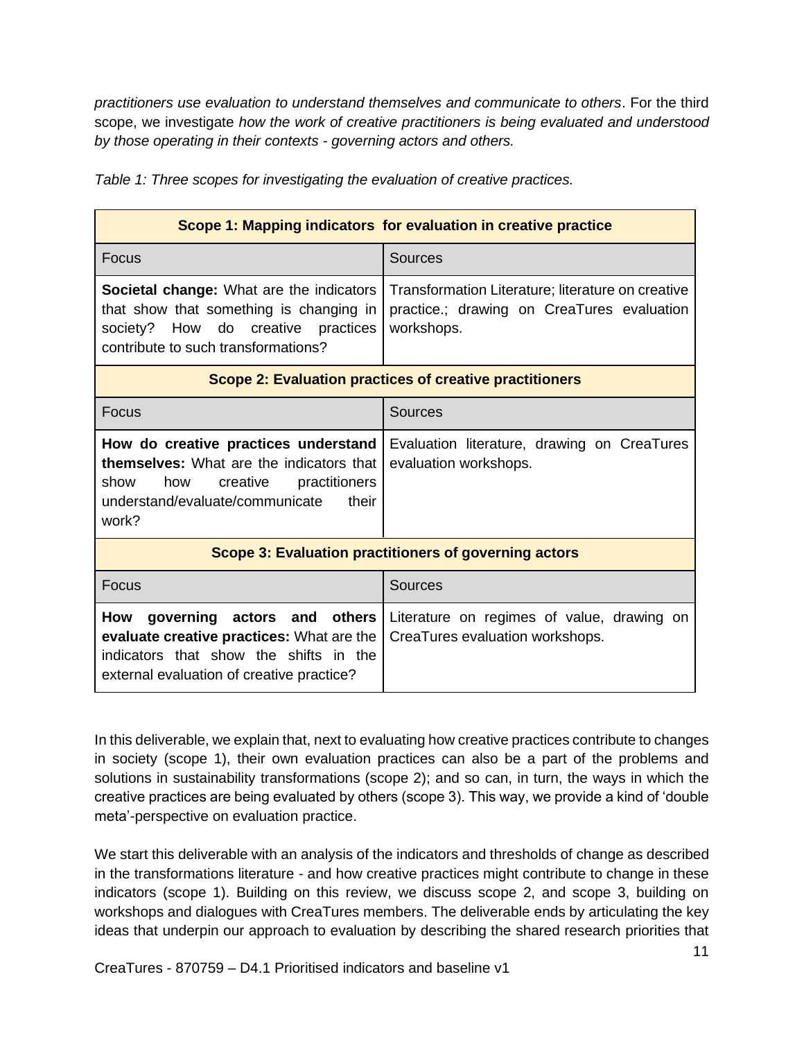*practitioners use evaluation to understand themselves and communicate to others*. For the third scope, we investigate *how the work of creative practitioners is being evaluated and understood by those operating in their contexts - governing actors and others.*

*Table 1: Three scopes for investigating the evaluation of creative practices.*

| **Scope 1: Mapping indicators for evaluation in creative practice** | |
|---|---|
| Focus | Sources |
| **Societal change:** What are the indicators that show that something is changing in society? How do creative practices contribute to such transformations? | Transformation Literature; literature on creative practice.; drawing on CreaTures evaluation workshops. |
| **Scope 2: Evaluation practices of creative practitioners** | |
| Focus | Sources |
| **How do creative practices understand themselves:** What are the indicators that show how creative practitioners understand/evaluate/communicate their work? | Evaluation literature, drawing on CreaTures evaluation workshops. |
| **Scope 3: Evaluation practitioners of governing actors** | |
| Focus | Sources |
| **How governing actors and others evaluate creative practices:** What are the indicators that show the shifts in the external evaluation of creative practice? | Literature on regimes of value, drawing on CreaTures evaluation workshops. |

In this deliverable, we explain that, next to evaluating how creative practices contribute to changes in society (scope 1), their own evaluation practices can also be a part of the problems and solutions in sustainability transformations (scope 2); and so can, in turn, the ways in which the creative practices are being evaluated by others (scope 3). This way, we provide a kind of 'double meta'-perspective on evaluation practice.

We start this deliverable with an analysis of the indicators and thresholds of change as described in the transformations literature - and how creative practices might contribute to change in these indicators (scope 1). Building on this review, we discuss scope 2, and scope 3, building on workshops and dialogues with CreaTures members. The deliverable ends by articulating the key ideas that underpin our approach to evaluation by describing the shared research priorities that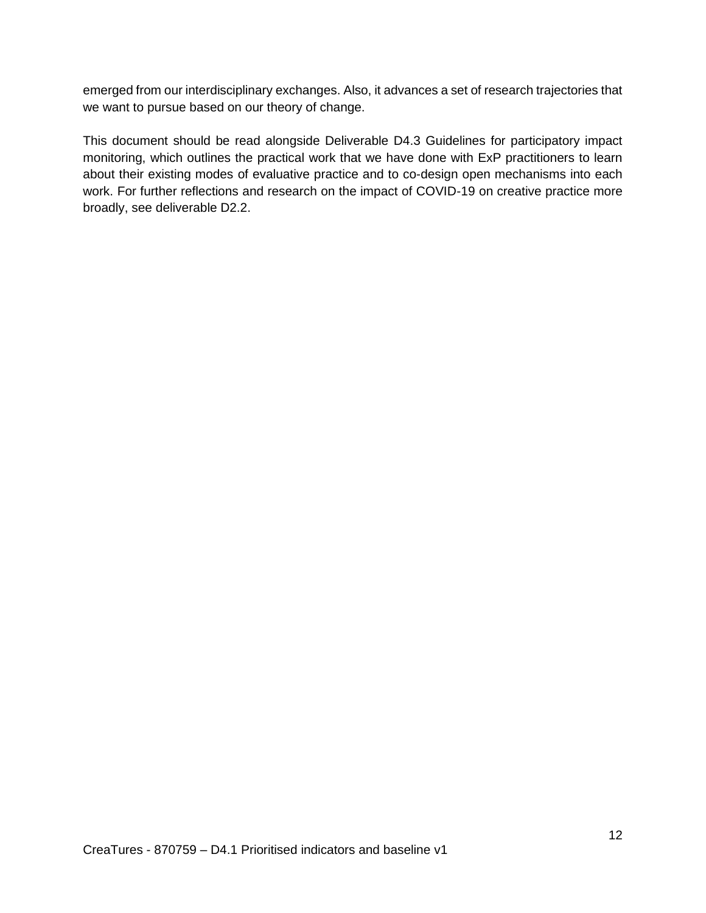emerged from our interdisciplinary exchanges. Also, it advances a set of research trajectories that we want to pursue based on our theory of change.

This document should be read alongside Deliverable D4.3 Guidelines for participatory impact monitoring, which outlines the practical work that we have done with ExP practitioners to learn about their existing modes of evaluative practice and to co-design open mechanisms into each work. For further reflections and research on the impact of COVID-19 on creative practice more broadly, see deliverable D2.2.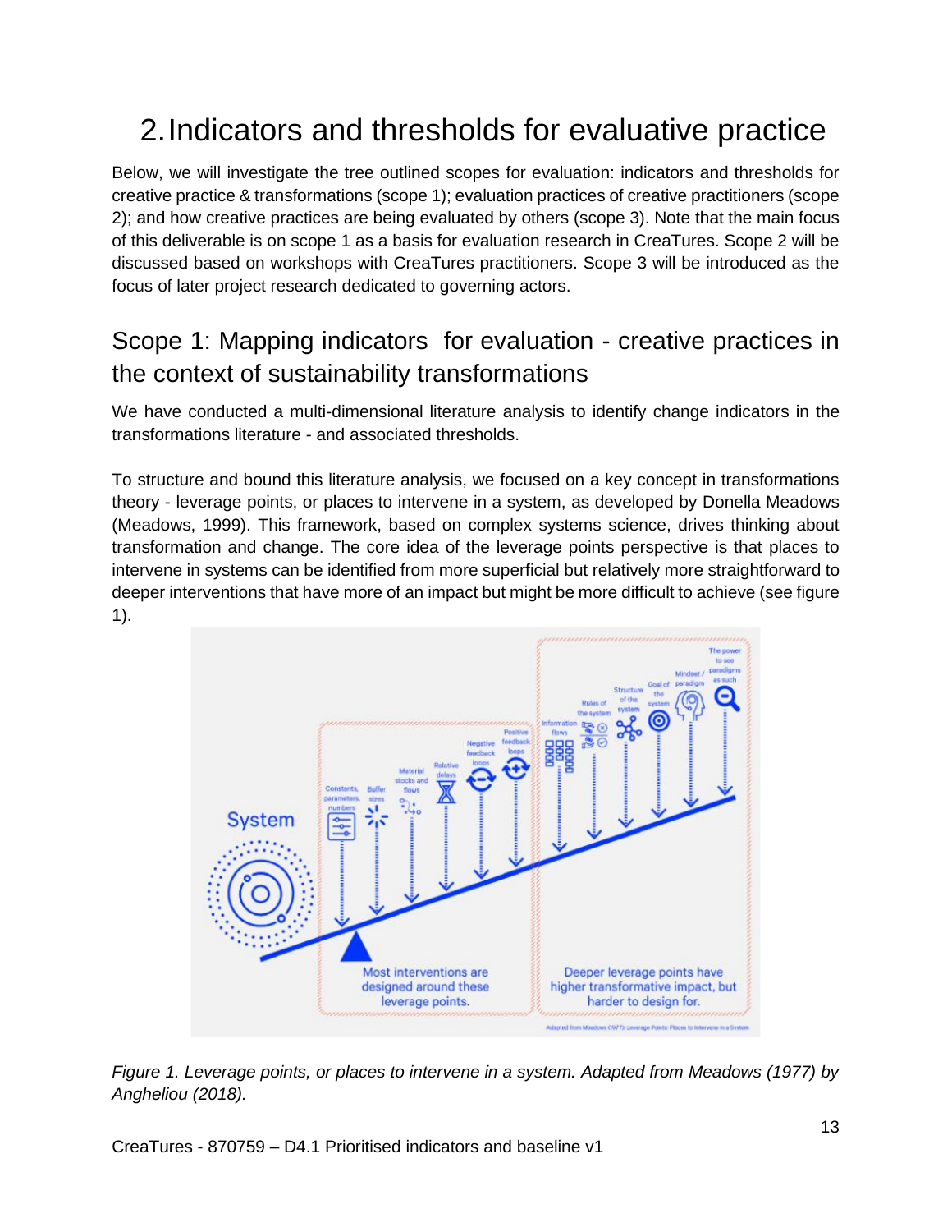# 2. Indicators and thresholds for evaluative practice

Below, we will investigate the tree outlined scopes for evaluation: indicators and thresholds for creative practice & transformations (scope 1); evaluation practices of creative practitioners (scope 2); and how creative practices are being evaluated by others (scope 3). Note that the main focus of this deliverable is on scope 1 as a basis for evaluation research in CreaTures. Scope 2 will be discussed based on workshops with CreaTures practitioners. Scope 3 will be introduced as the focus of later project research dedicated to governing actors.

## Scope 1: Mapping indicators for evaluation - creative practices in the context of sustainability transformations

We have conducted a multi-dimensional literature analysis to identify change indicators in the transformations literature - and associated thresholds.

To structure and bound this literature analysis, we focused on a key concept in transformations theory - leverage points, or places to intervene in a system, as developed by Donella Meadows (Meadows, 1999). This framework, based on complex systems science, drives thinking about transformation and change. The core idea of the leverage points perspective is that places to intervene in systems can be identified from more superficial but relatively more straightforward to deeper interventions that have more of an impact but might be more difficult to achieve (see figure 1).

*Figure 1. Leverage points, or places to intervene in a system. Adapted from Meadows (1977) by Angheliou (2018).*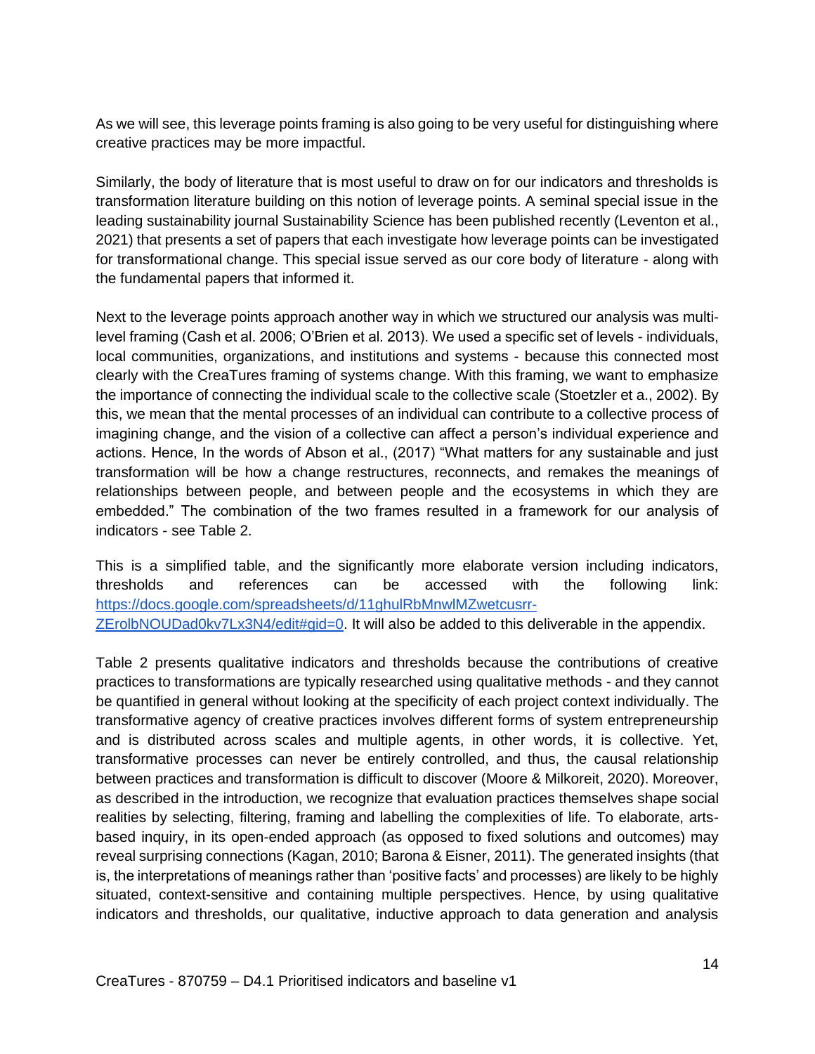As we will see, this leverage points framing is also going to be very useful for distinguishing where creative practices may be more impactful.

Similarly, the body of literature that is most useful to draw on for our indicators and thresholds is transformation literature building on this notion of leverage points. A seminal special issue in the leading sustainability journal Sustainability Science has been published recently (Leventon et al., 2021) that presents a set of papers that each investigate how leverage points can be investigated for transformational change. This special issue served as our core body of literature - along with the fundamental papers that informed it.

Next to the leverage points approach another way in which we structured our analysis was multi-level framing (Cash et al. 2006; O'Brien et al. 2013). We used a specific set of levels - individuals, local communities, organizations, and institutions and systems - because this connected most clearly with the CreaTures framing of systems change. With this framing, we want to emphasize the importance of connecting the individual scale to the collective scale (Stoetzler et a., 2002). By this, we mean that the mental processes of an individual can contribute to a collective process of imagining change, and the vision of a collective can affect a person's individual experience and actions. Hence, In the words of Abson et al., (2017) "What matters for any sustainable and just transformation will be how a change restructures, reconnects, and remakes the meanings of relationships between people, and between people and the ecosystems in which they are embedded." The combination of the two frames resulted in a framework for our analysis of indicators - see Table 2.

This is a simplified table, and the significantly more elaborate version including indicators, thresholds and references can be accessed with the following link: [https://docs.google.com/spreadsheets/d/11ghulRbMnwlMZwetcusrr-ZErolbNOUDad0kv7Lx3N4/edit#gid=0](https://docs.google.com/spreadsheets/d/11ghulRbMnwlMZwetcusrr-ZErolbNOUDad0kv7Lx3N4/edit#gid=0). It will also be added to this deliverable in the appendix.

Table 2 presents qualitative indicators and thresholds because the contributions of creative practices to transformations are typically researched using qualitative methods - and they cannot be quantified in general without looking at the specificity of each project context individually. The transformative agency of creative practices involves different forms of system entrepreneurship and is distributed across scales and multiple agents, in other words, it is collective. Yet, transformative processes can never be entirely controlled, and thus, the causal relationship between practices and transformation is difficult to discover (Moore & Milkoreit, 2020). Moreover, as described in the introduction, we recognize that evaluation practices themselves shape social realities by selecting, filtering, framing and labelling the complexities of life. To elaborate, arts-based inquiry, in its open-ended approach (as opposed to fixed solutions and outcomes) may reveal surprising connections (Kagan, 2010; Barona & Eisner, 2011). The generated insights (that is, the interpretations of meanings rather than 'positive facts' and processes) are likely to be highly situated, context-sensitive and containing multiple perspectives. Hence, by using qualitative indicators and thresholds, our qualitative, inductive approach to data generation and analysis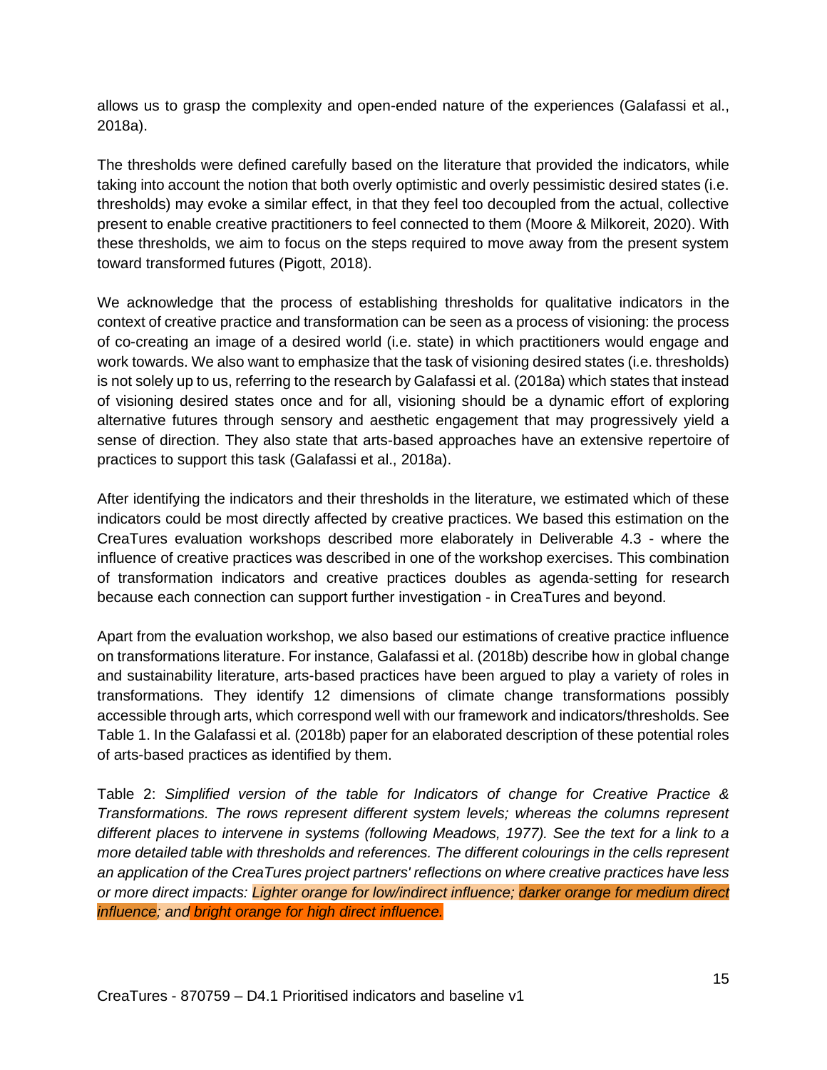allows us to grasp the complexity and open-ended nature of the experiences (Galafassi et al., 2018a).

The thresholds were defined carefully based on the literature that provided the indicators, while taking into account the notion that both overly optimistic and overly pessimistic desired states (i.e. thresholds) may evoke a similar effect, in that they feel too decoupled from the actual, collective present to enable creative practitioners to feel connected to them (Moore & Milkoreit, 2020). With these thresholds, we aim to focus on the steps required to move away from the present system toward transformed futures (Pigott, 2018).

We acknowledge that the process of establishing thresholds for qualitative indicators in the context of creative practice and transformation can be seen as a process of visioning: the process of co-creating an image of a desired world (i.e. state) in which practitioners would engage and work towards. We also want to emphasize that the task of visioning desired states (i.e. thresholds) is not solely up to us, referring to the research by Galafassi et al. (2018a) which states that instead of visioning desired states once and for all, visioning should be a dynamic effort of exploring alternative futures through sensory and aesthetic engagement that may progressively yield a sense of direction. They also state that arts-based approaches have an extensive repertoire of practices to support this task (Galafassi et al., 2018a).

After identifying the indicators and their thresholds in the literature, we estimated which of these indicators could be most directly affected by creative practices. We based this estimation on the CreaTures evaluation workshops described more elaborately in Deliverable 4.3 - where the influence of creative practices was described in one of the workshop exercises. This combination of transformation indicators and creative practices doubles as agenda-setting for research because each connection can support further investigation - in CreaTures and beyond.

Apart from the evaluation workshop, we also based our estimations of creative practice influence on transformations literature. For instance, Galafassi et al. (2018b) describe how in global change and sustainability literature, arts-based practices have been argued to play a variety of roles in transformations. They identify 12 dimensions of climate change transformations possibly accessible through arts, which correspond well with our framework and indicators/thresholds. See Table 1. In the Galafassi et al. (2018b) paper for an elaborated description of these potential roles of arts-based practices as identified by them.

Table 2: *Simplified version of the table for Indicators of change for Creative Practice & Transformations. The rows represent different system levels; whereas the columns represent different places to intervene in systems (following Meadows, 1977). See the text for a link to a more detailed table with thresholds and references. The different colourings in the cells represent an application of the CreaTures project partners' reflections on where creative practices have less or more direct impacts: Lighter orange for low/indirect influence; darker orange for medium direct influence; and bright orange for high direct influence.*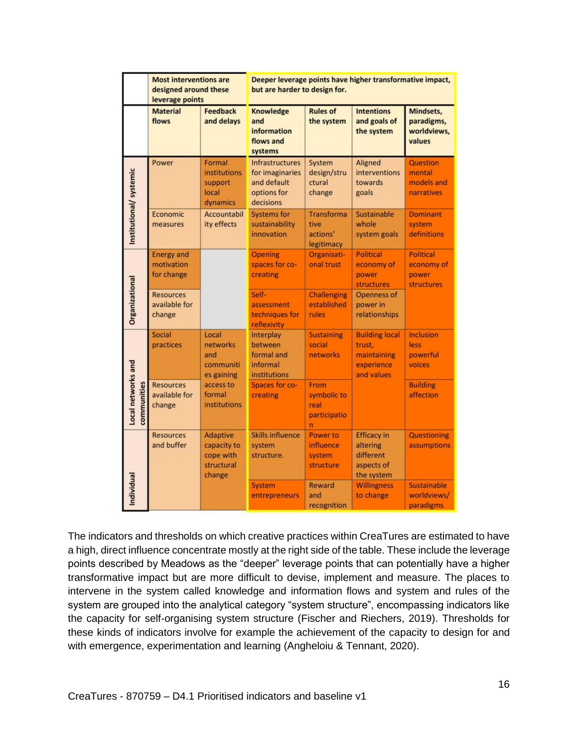| | Most interventions are designed around these leverage points | | Deeper leverage points have higher transformative impact, but are harder to design for. | | | |
|---|---|---|---|---|---|---|
| | Material flows | Feedback and delays | Knowledge and information flows and systems | Rules of the system | Intentions and goals of the system | Mindsets, paradigms, worldviews, values |
| Institutional/ systemic | Power | Formal institutions support local dynamics | Infrastructures for imaginaries and default options for decisions | System design/structural change | Aligned interventions towards goals | Question mental models and narratives |
| | Economic measures | Accountability effects | Systems for sustainability innovation | Transformative actions' legitimacy | Sustainable whole system goals | Dominant system definitions |
| Organizational | Energy and motivation for change | | Opening spaces for co-creating | Organisational trust | Political economy of power structures | Political economy of power structures |
| | Resources available for change | | Self-assessment techniques for reflexivity | Challenging established rules | Openness of power in relationships | |
| Local networks and communities | Social practices | Local networks and communities gaining access to formal institutions | Interplay between formal and informal institutions | Sustaining social networks | Building local trust, maintaining experience and values | Inclusion less powerful voices |
| | Resources available for change | | Spaces for co-creating | From symbolic to real participation | | Building affection |
| Individual | Resources and buffer | Adaptive capacity to cope with structural change | Skills influence system structure. | Power to influence system structure | Efficacy in altering different aspects of the system | Questioning assumptions |
| | | | System entrepreneurs | Reward and recognition | Willingness to change | Sustainable worldviews/ paradigms |

The indicators and thresholds on which creative practices within CreaTures are estimated to have a high, direct influence concentrate mostly at the right side of the table. These include the leverage points described by Meadows as the "deeper" leverage points that can potentially have a higher transformative impact but are more difficult to devise, implement and measure. The places to intervene in the system called knowledge and information flows and system and rules of the system are grouped into the analytical category "system structure", encompassing indicators like the capacity for self-organising system structure (Fischer and Riechers, 2019). Thresholds for these kinds of indicators involve for example the achievement of the capacity to design for and with emergence, experimentation and learning (Angheloiu & Tennant, 2020).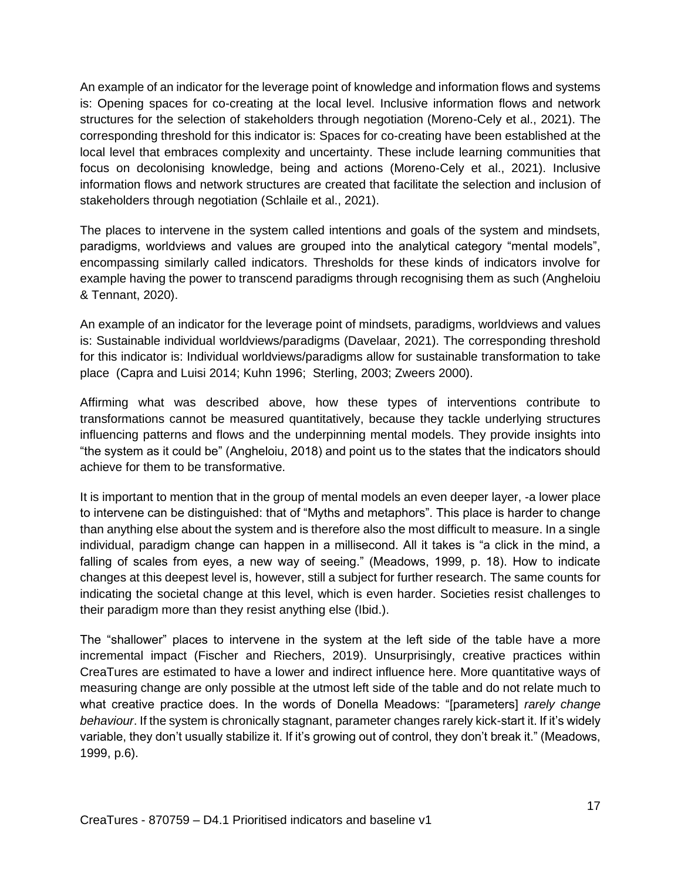An example of an indicator for the leverage point of knowledge and information flows and systems is: Opening spaces for co-creating at the local level. Inclusive information flows and network structures for the selection of stakeholders through negotiation (Moreno-Cely et al., 2021). The corresponding threshold for this indicator is: Spaces for co-creating have been established at the local level that embraces complexity and uncertainty. These include learning communities that focus on decolonising knowledge, being and actions (Moreno-Cely et al., 2021). Inclusive information flows and network structures are created that facilitate the selection and inclusion of stakeholders through negotiation (Schlaile et al., 2021).

The places to intervene in the system called intentions and goals of the system and mindsets, paradigms, worldviews and values are grouped into the analytical category "mental models", encompassing similarly called indicators. Thresholds for these kinds of indicators involve for example having the power to transcend paradigms through recognising them as such (Angheloiu & Tennant, 2020).

An example of an indicator for the leverage point of mindsets, paradigms, worldviews and values is: Sustainable individual worldviews/paradigms (Davelaar, 2021). The corresponding threshold for this indicator is: Individual worldviews/paradigms allow for sustainable transformation to take place (Capra and Luisi 2014; Kuhn 1996; Sterling, 2003; Zweers 2000).

Affirming what was described above, how these types of interventions contribute to transformations cannot be measured quantitatively, because they tackle underlying structures influencing patterns and flows and the underpinning mental models. They provide insights into "the system as it could be" (Angheloiu, 2018) and point us to the states that the indicators should achieve for them to be transformative.

It is important to mention that in the group of mental models an even deeper layer, -a lower place to intervene can be distinguished: that of "Myths and metaphors". This place is harder to change than anything else about the system and is therefore also the most difficult to measure. In a single individual, paradigm change can happen in a millisecond. All it takes is "a click in the mind, a falling of scales from eyes, a new way of seeing." (Meadows, 1999, p. 18). How to indicate changes at this deepest level is, however, still a subject for further research. The same counts for indicating the societal change at this level, which is even harder. Societies resist challenges to their paradigm more than they resist anything else (Ibid.).

The "shallower" places to intervene in the system at the left side of the table have a more incremental impact (Fischer and Riechers, 2019). Unsurprisingly, creative practices within CreaTures are estimated to have a lower and indirect influence here. More quantitative ways of measuring change are only possible at the utmost left side of the table and do not relate much to what creative practice does. In the words of Donella Meadows: "[parameters] *rarely change behaviour*. If the system is chronically stagnant, parameter changes rarely kick-start it. If it's widely variable, they don't usually stabilize it. If it's growing out of control, they don't break it." (Meadows, 1999, p.6).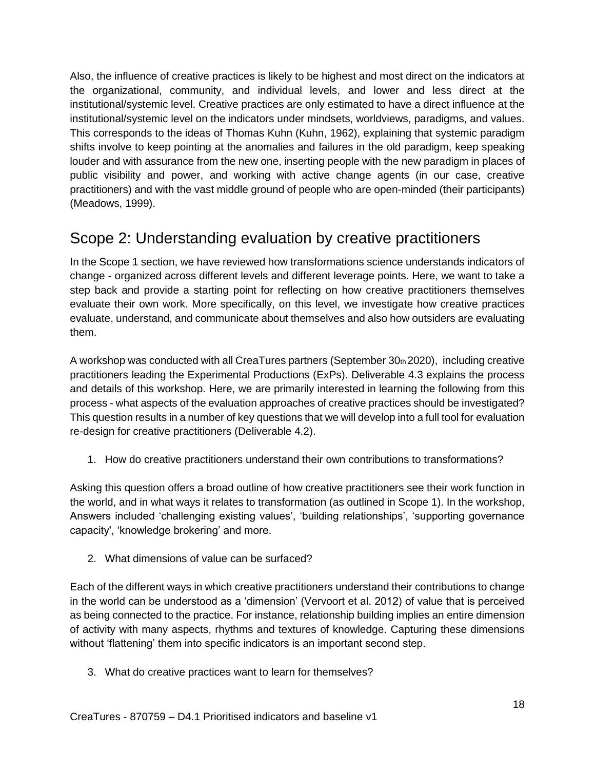Also, the influence of creative practices is likely to be highest and most direct on the indicators at the organizational, community, and individual levels, and lower and less direct at the institutional/systemic level. Creative practices are only estimated to have a direct influence at the institutional/systemic level on the indicators under mindsets, worldviews, paradigms, and values. This corresponds to the ideas of Thomas Kuhn (Kuhn, 1962), explaining that systemic paradigm shifts involve to keep pointing at the anomalies and failures in the old paradigm, keep speaking louder and with assurance from the new one, inserting people with the new paradigm in places of public visibility and power, and working with active change agents (in our case, creative practitioners) and with the vast middle ground of people who are open-minded (their participants) (Meadows, 1999).

## Scope 2: Understanding evaluation by creative practitioners

In the Scope 1 section, we have reviewed how transformations science understands indicators of change - organized across different levels and different leverage points. Here, we want to take a step back and provide a starting point for reflecting on how creative practitioners themselves evaluate their own work. More specifically, on this level, we investigate how creative practices evaluate, understand, and communicate about themselves and also how outsiders are evaluating them.

A workshop was conducted with all CreaTures partners (September 30th 2020), including creative practitioners leading the Experimental Productions (ExPs). Deliverable 4.3 explains the process and details of this workshop. Here, we are primarily interested in learning the following from this process - what aspects of the evaluation approaches of creative practices should be investigated? This question results in a number of key questions that we will develop into a full tool for evaluation re-design for creative practitioners (Deliverable 4.2).

1. How do creative practitioners understand their own contributions to transformations?

Asking this question offers a broad outline of how creative practitioners see their work function in the world, and in what ways it relates to transformation (as outlined in Scope 1). In the workshop, Answers included 'challenging existing values', 'building relationships', 'supporting governance capacity', 'knowledge brokering' and more.

2. What dimensions of value can be surfaced?

Each of the different ways in which creative practitioners understand their contributions to change in the world can be understood as a 'dimension' (Vervoort et al. 2012) of value that is perceived as being connected to the practice. For instance, relationship building implies an entire dimension of activity with many aspects, rhythms and textures of knowledge. Capturing these dimensions without 'flattening' them into specific indicators is an important second step.

3. What do creative practices want to learn for themselves?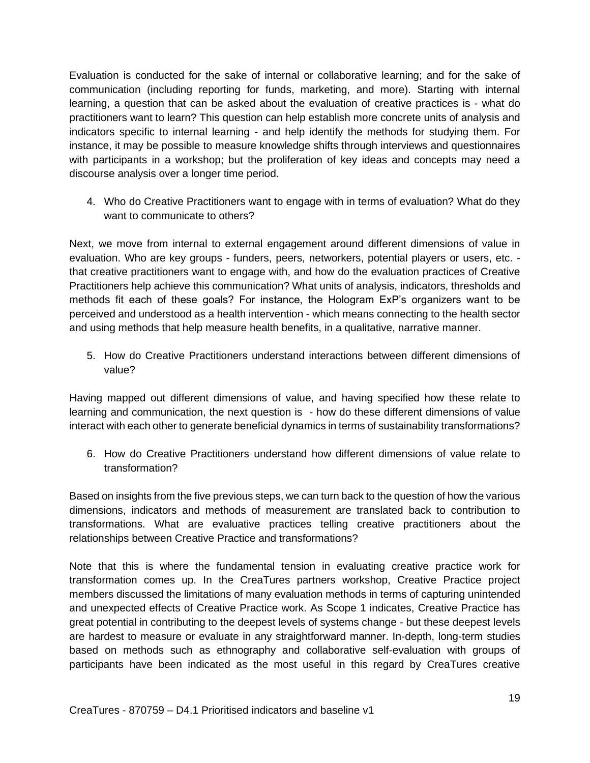Evaluation is conducted for the sake of internal or collaborative learning; and for the sake of communication (including reporting for funds, marketing, and more). Starting with internal learning, a question that can be asked about the evaluation of creative practices is - what do practitioners want to learn? This question can help establish more concrete units of analysis and indicators specific to internal learning - and help identify the methods for studying them. For instance, it may be possible to measure knowledge shifts through interviews and questionnaires with participants in a workshop; but the proliferation of key ideas and concepts may need a discourse analysis over a longer time period.

4. Who do Creative Practitioners want to engage with in terms of evaluation? What do they want to communicate to others?

Next, we move from internal to external engagement around different dimensions of value in evaluation. Who are key groups - funders, peers, networkers, potential players or users, etc. - that creative practitioners want to engage with, and how do the evaluation practices of Creative Practitioners help achieve this communication? What units of analysis, indicators, thresholds and methods fit each of these goals? For instance, the Hologram ExP's organizers want to be perceived and understood as a health intervention - which means connecting to the health sector and using methods that help measure health benefits, in a qualitative, narrative manner.

5. How do Creative Practitioners understand interactions between different dimensions of value?

Having mapped out different dimensions of value, and having specified how these relate to learning and communication, the next question is - how do these different dimensions of value interact with each other to generate beneficial dynamics in terms of sustainability transformations?

6. How do Creative Practitioners understand how different dimensions of value relate to transformation?

Based on insights from the five previous steps, we can turn back to the question of how the various dimensions, indicators and methods of measurement are translated back to contribution to transformations. What are evaluative practices telling creative practitioners about the relationships between Creative Practice and transformations?

Note that this is where the fundamental tension in evaluating creative practice work for transformation comes up. In the CreaTures partners workshop, Creative Practice project members discussed the limitations of many evaluation methods in terms of capturing unintended and unexpected effects of Creative Practice work. As Scope 1 indicates, Creative Practice has great potential in contributing to the deepest levels of systems change - but these deepest levels are hardest to measure or evaluate in any straightforward manner. In-depth, long-term studies based on methods such as ethnography and collaborative self-evaluation with groups of participants have been indicated as the most useful in this regard by CreaTures creative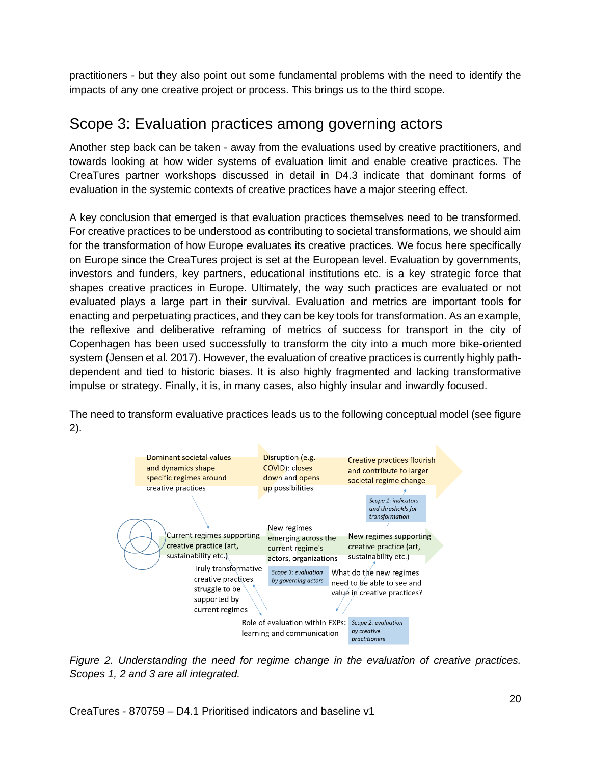practitioners - but they also point out some fundamental problems with the need to identify the impacts of any one creative project or process. This brings us to the third scope.

## Scope 3: Evaluation practices among governing actors

Another step back can be taken - away from the evaluations used by creative practitioners, and towards looking at how wider systems of evaluation limit and enable creative practices. The CreaTures partner workshops discussed in detail in D4.3 indicate that dominant forms of evaluation in the systemic contexts of creative practices have a major steering effect.

A key conclusion that emerged is that evaluation practices themselves need to be transformed. For creative practices to be understood as contributing to societal transformations, we should aim for the transformation of how Europe evaluates its creative practices. We focus here specifically on Europe since the CreaTures project is set at the European level. Evaluation by governments, investors and funders, key partners, educational institutions etc. is a key strategic force that shapes creative practices in Europe. Ultimately, the way such practices are evaluated or not evaluated plays a large part in their survival. Evaluation and metrics are important tools for enacting and perpetuating practices, and they can be key tools for transformation. As an example, the reflexive and deliberative reframing of metrics of success for transport in the city of Copenhagen has been used successfully to transform the city into a much more bike-oriented system (Jensen et al. 2017). However, the evaluation of creative practices is currently highly path-dependent and tied to historic biases. It is also highly fragmented and lacking transformative impulse or strategy. Finally, it is, in many cases, also highly insular and inwardly focused.

The need to transform evaluative practices leads us to the following conceptual model (see figure 2).

Dominant societal values and dynamics shape specific regimes around creative practices

Disruption (e.g. COVID): closes down and opens up possibilities

Creative practices flourish and contribute to larger societal regime change

*Scope 1: indicators and thresholds for transformation*

Current regimes supporting creative practice (art, sustainability etc.)

New regimes emerging across the current regime's actors, organizations

New regimes supporting creative practice (art, sustainability etc.)

Truly transformative creative practices struggle to be supported by current regimes

*Scope 3: evaluation by governing actors*

What do the new regimes need to be able to see and value in creative practices?

Role of evaluation within EXPs: learning and communication

*Scope 2: evaluation by creative practitioners*

*Figure 2. Understanding the need for regime change in the evaluation of creative practices. Scopes 1, 2 and 3 are all integrated.*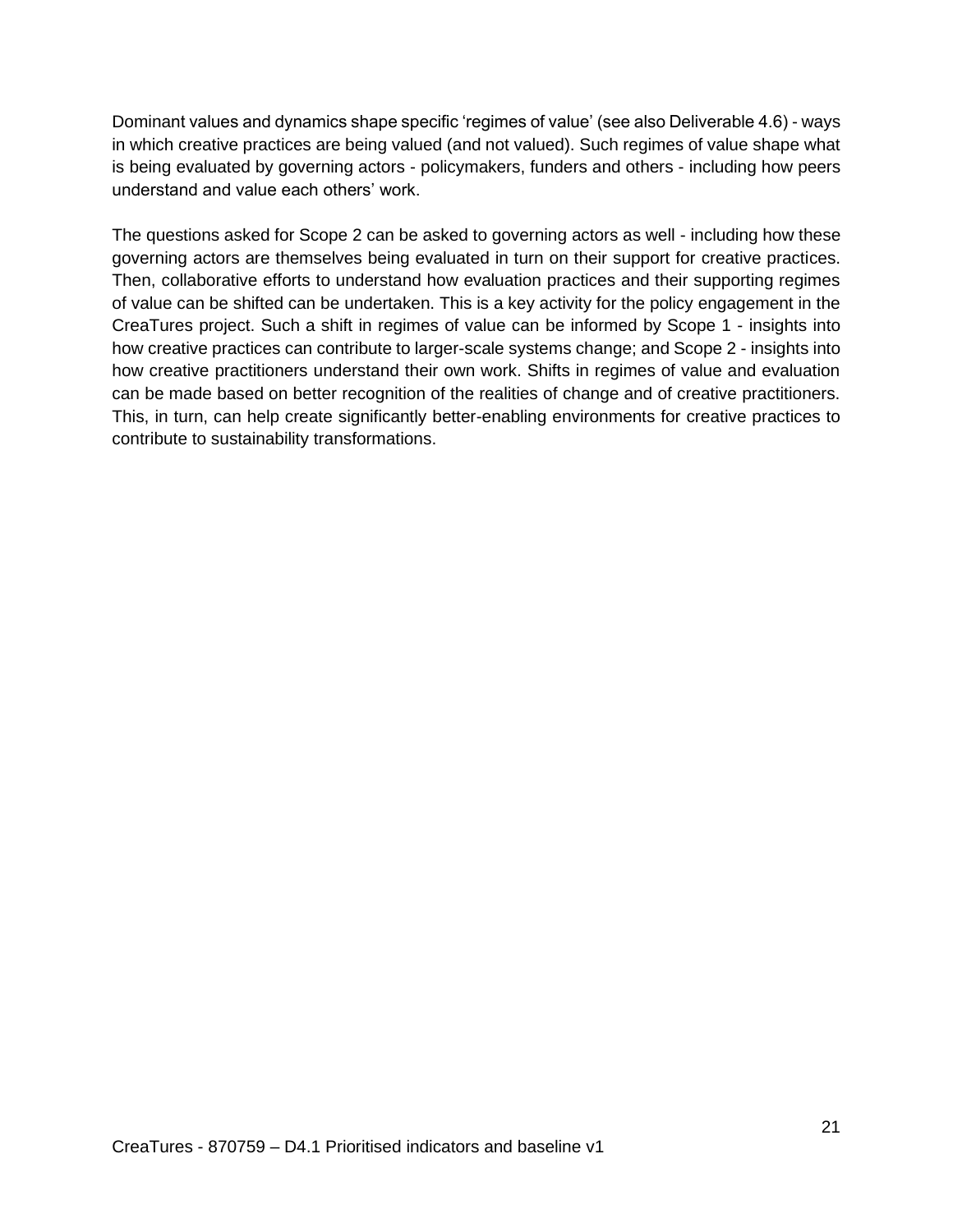Dominant values and dynamics shape specific 'regimes of value' (see also Deliverable 4.6) - ways in which creative practices are being valued (and not valued). Such regimes of value shape what is being evaluated by governing actors - policymakers, funders and others - including how peers understand and value each others' work.

The questions asked for Scope 2 can be asked to governing actors as well - including how these governing actors are themselves being evaluated in turn on their support for creative practices. Then, collaborative efforts to understand how evaluation practices and their supporting regimes of value can be shifted can be undertaken. This is a key activity for the policy engagement in the CreaTures project. Such a shift in regimes of value can be informed by Scope 1 - insights into how creative practices can contribute to larger-scale systems change; and Scope 2 - insights into how creative practitioners understand their own work. Shifts in regimes of value and evaluation can be made based on better recognition of the realities of change and of creative practitioners. This, in turn, can help create significantly better-enabling environments for creative practices to contribute to sustainability transformations.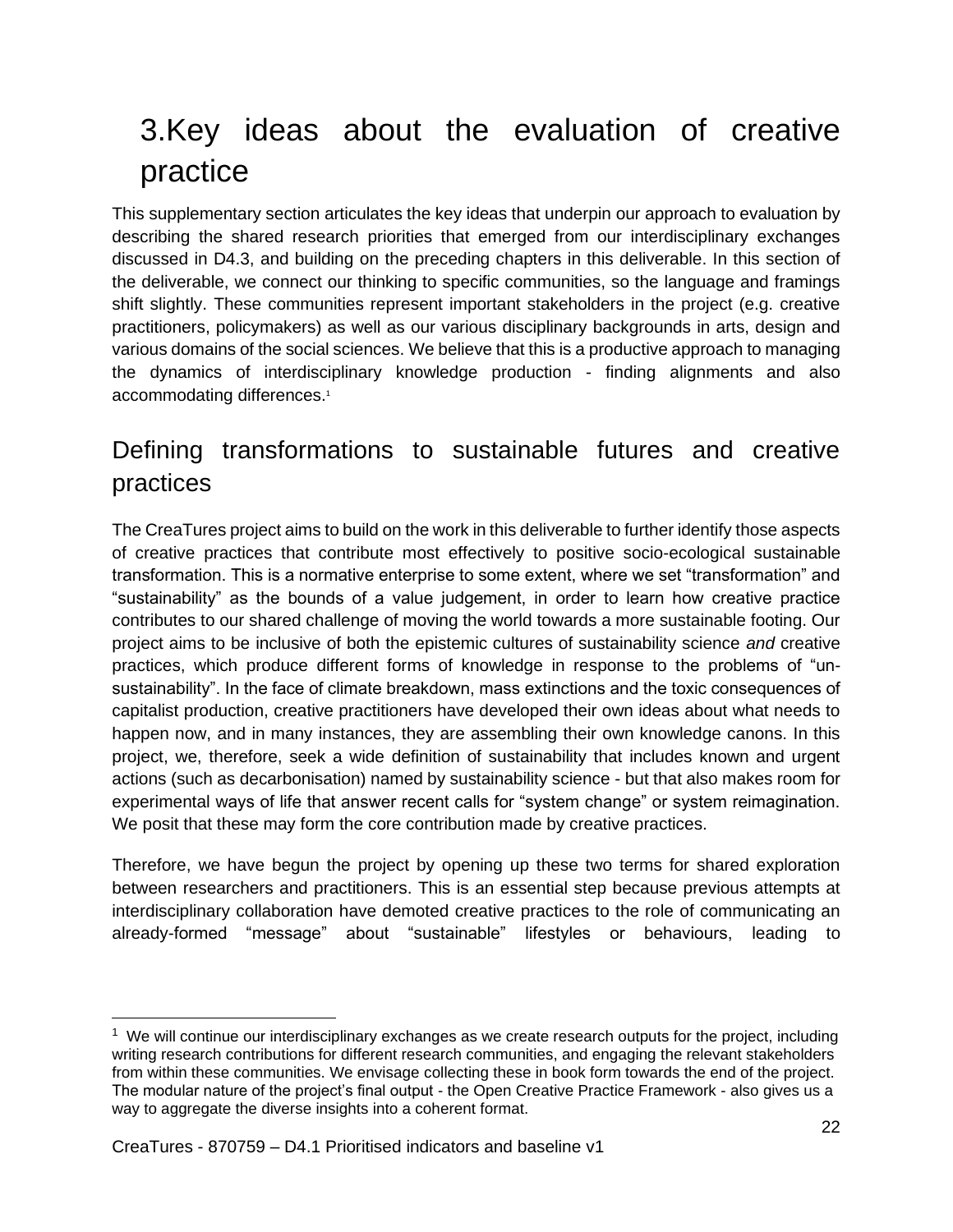# 3.Key ideas about the evaluation of creative practice

This supplementary section articulates the key ideas that underpin our approach to evaluation by describing the shared research priorities that emerged from our interdisciplinary exchanges discussed in D4.3, and building on the preceding chapters in this deliverable. In this section of the deliverable, we connect our thinking to specific communities, so the language and framings shift slightly. These communities represent important stakeholders in the project (e.g. creative practitioners, policymakers) as well as our various disciplinary backgrounds in arts, design and various domains of the social sciences. We believe that this is a productive approach to managing the dynamics of interdisciplinary knowledge production - finding alignments and also accommodating differences.[1]

## Defining transformations to sustainable futures and creative practices

The CreaTures project aims to build on the work in this deliverable to further identify those aspects of creative practices that contribute most effectively to positive socio-ecological sustainable transformation. This is a normative enterprise to some extent, where we set "transformation" and "sustainability" as the bounds of a value judgement, in order to learn how creative practice contributes to our shared challenge of moving the world towards a more sustainable footing. Our project aims to be inclusive of both the epistemic cultures of sustainability science *and* creative practices, which produce different forms of knowledge in response to the problems of "un-sustainability". In the face of climate breakdown, mass extinctions and the toxic consequences of capitalist production, creative practitioners have developed their own ideas about what needs to happen now, and in many instances, they are assembling their own knowledge canons. In this project, we, therefore, seek a wide definition of sustainability that includes known and urgent actions (such as decarbonisation) named by sustainability science - but that also makes room for experimental ways of life that answer recent calls for "system change" or system reimagination. We posit that these may form the core contribution made by creative practices.

Therefore, we have begun the project by opening up these two terms for shared exploration between researchers and practitioners. This is an essential step because previous attempts at interdisciplinary collaboration have demoted creative practices to the role of communicating an already-formed "message" about "sustainable" lifestyles or behaviours, leading to

[1] We will continue our interdisciplinary exchanges as we create research outputs for the project, including writing research contributions for different research communities, and engaging the relevant stakeholders from within these communities. We envisage collecting these in book form towards the end of the project. The modular nature of the project's final output - the Open Creative Practice Framework - also gives us a way to aggregate the diverse insights into a coherent format.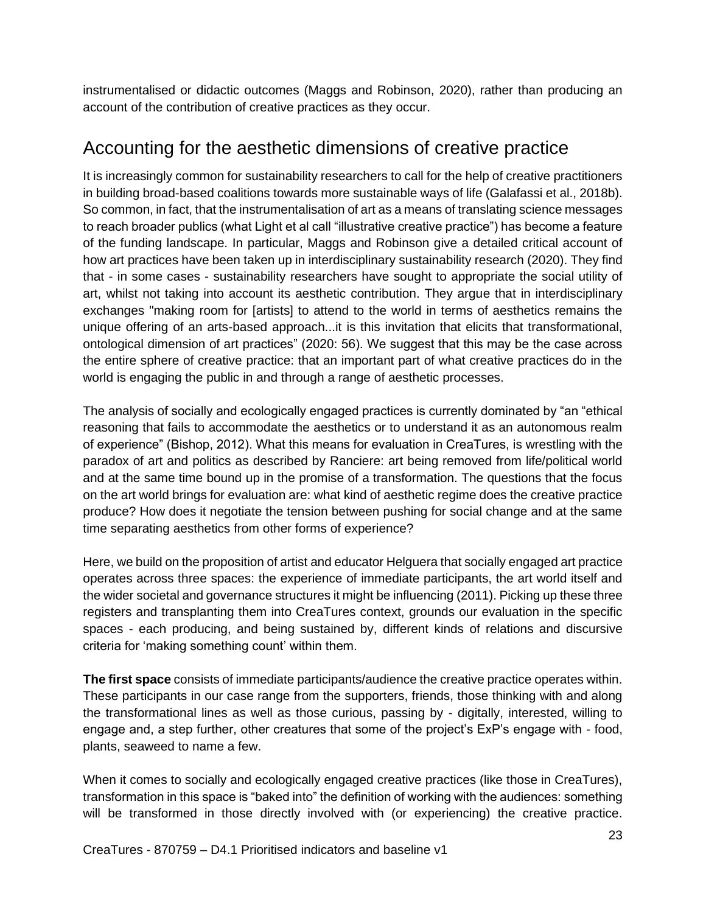instrumentalised or didactic outcomes (Maggs and Robinson, 2020), rather than producing an account of the contribution of creative practices as they occur.

## Accounting for the aesthetic dimensions of creative practice

It is increasingly common for sustainability researchers to call for the help of creative practitioners in building broad-based coalitions towards more sustainable ways of life (Galafassi et al., 2018b). So common, in fact, that the instrumentalisation of art as a means of translating science messages to reach broader publics (what Light et al call "illustrative creative practice") has become a feature of the funding landscape. In particular, Maggs and Robinson give a detailed critical account of how art practices have been taken up in interdisciplinary sustainability research (2020). They find that - in some cases - sustainability researchers have sought to appropriate the social utility of art, whilst not taking into account its aesthetic contribution. They argue that in interdisciplinary exchanges "making room for [artists] to attend to the world in terms of aesthetics remains the unique offering of an arts-based approach...it is this invitation that elicits that transformational, ontological dimension of art practices" (2020: 56). We suggest that this may be the case across the entire sphere of creative practice: that an important part of what creative practices do in the world is engaging the public in and through a range of aesthetic processes.

The analysis of socially and ecologically engaged practices is currently dominated by "an "ethical reasoning that fails to accommodate the aesthetics or to understand it as an autonomous realm of experience" (Bishop, 2012). What this means for evaluation in CreaTures, is wrestling with the paradox of art and politics as described by Ranciere: art being removed from life/political world and at the same time bound up in the promise of a transformation. The questions that the focus on the art world brings for evaluation are: what kind of aesthetic regime does the creative practice produce? How does it negotiate the tension between pushing for social change and at the same time separating aesthetics from other forms of experience?

Here, we build on the proposition of artist and educator Helguera that socially engaged art practice operates across three spaces: the experience of immediate participants, the art world itself and the wider societal and governance structures it might be influencing (2011). Picking up these three registers and transplanting them into CreaTures context, grounds our evaluation in the specific spaces - each producing, and being sustained by, different kinds of relations and discursive criteria for 'making something count' within them.

**The first space** consists of immediate participants/audience the creative practice operates within. These participants in our case range from the supporters, friends, those thinking with and along the transformational lines as well as those curious, passing by - digitally, interested, willing to engage and, a step further, other creatures that some of the project's ExP's engage with - food, plants, seaweed to name a few.

When it comes to socially and ecologically engaged creative practices (like those in CreaTures), transformation in this space is "baked into" the definition of working with the audiences: something will be transformed in those directly involved with (or experiencing) the creative practice.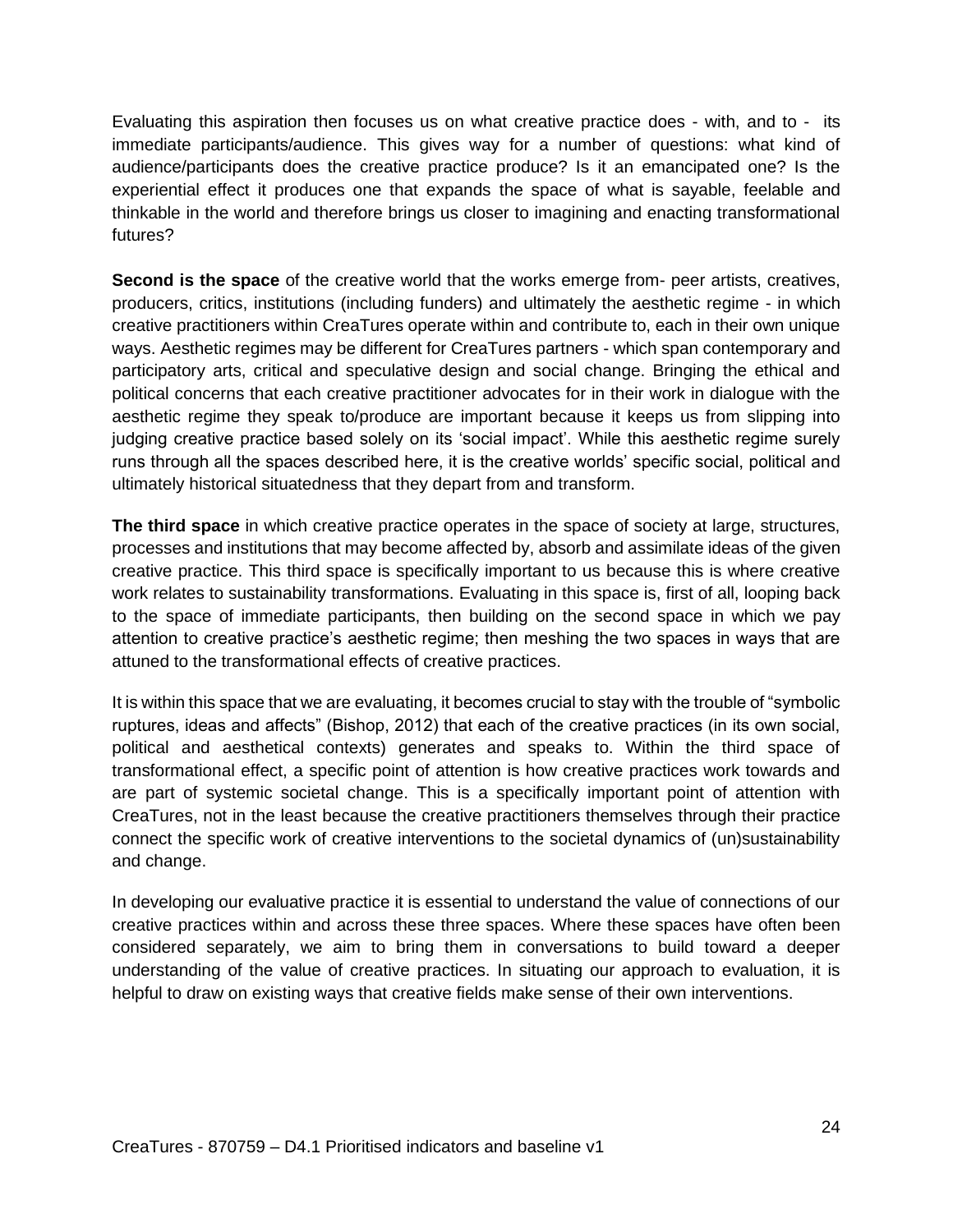Evaluating this aspiration then focuses us on what creative practice does - with, and to - its immediate participants/audience. This gives way for a number of questions: what kind of audience/participants does the creative practice produce? Is it an emancipated one? Is the experiential effect it produces one that expands the space of what is sayable, feelable and thinkable in the world and therefore brings us closer to imagining and enacting transformational futures?

**Second is the space** of the creative world that the works emerge from- peer artists, creatives, producers, critics, institutions (including funders) and ultimately the aesthetic regime - in which creative practitioners within CreaTures operate within and contribute to, each in their own unique ways. Aesthetic regimes may be different for CreaTures partners - which span contemporary and participatory arts, critical and speculative design and social change. Bringing the ethical and political concerns that each creative practitioner advocates for in their work in dialogue with the aesthetic regime they speak to/produce are important because it keeps us from slipping into judging creative practice based solely on its 'social impact'. While this aesthetic regime surely runs through all the spaces described here, it is the creative worlds' specific social, political and ultimately historical situatedness that they depart from and transform.

**The third space** in which creative practice operates in the space of society at large, structures, processes and institutions that may become affected by, absorb and assimilate ideas of the given creative practice. This third space is specifically important to us because this is where creative work relates to sustainability transformations. Evaluating in this space is, first of all, looping back to the space of immediate participants, then building on the second space in which we pay attention to creative practice's aesthetic regime; then meshing the two spaces in ways that are attuned to the transformational effects of creative practices.

It is within this space that we are evaluating, it becomes crucial to stay with the trouble of "symbolic ruptures, ideas and affects" (Bishop, 2012) that each of the creative practices (in its own social, political and aesthetical contexts) generates and speaks to. Within the third space of transformational effect, a specific point of attention is how creative practices work towards and are part of systemic societal change. This is a specifically important point of attention with CreaTures, not in the least because the creative practitioners themselves through their practice connect the specific work of creative interventions to the societal dynamics of (un)sustainability and change.

In developing our evaluative practice it is essential to understand the value of connections of our creative practices within and across these three spaces. Where these spaces have often been considered separately, we aim to bring them in conversations to build toward a deeper understanding of the value of creative practices. In situating our approach to evaluation, it is helpful to draw on existing ways that creative fields make sense of their own interventions.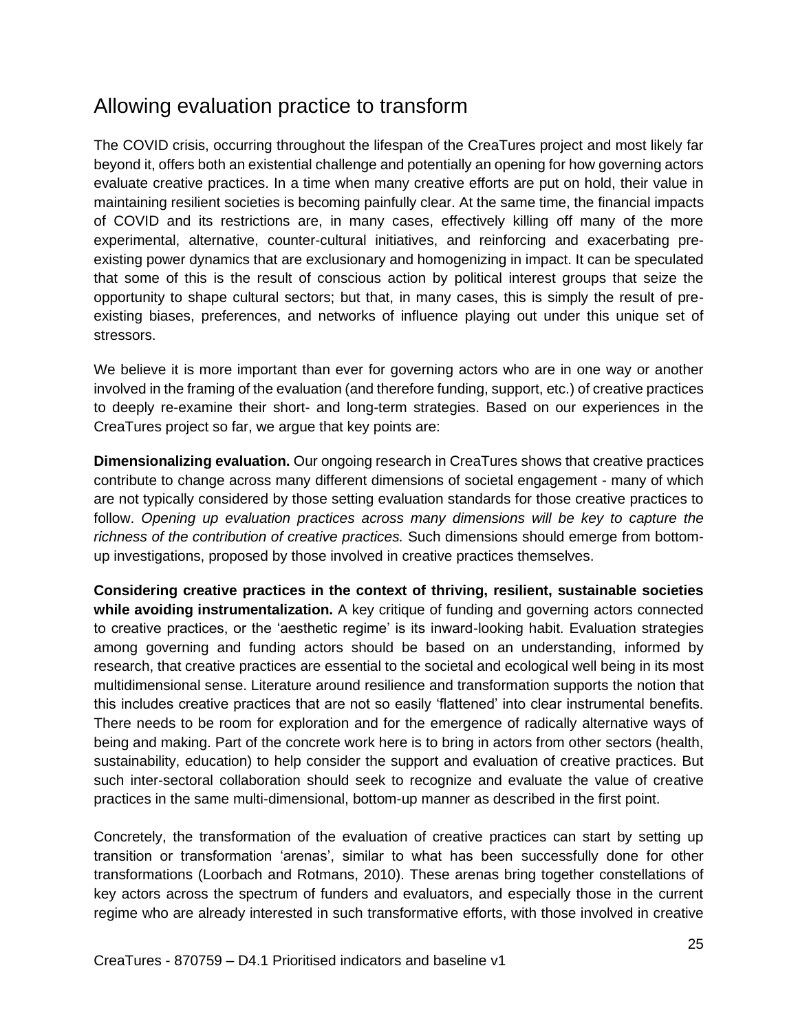## Allowing evaluation practice to transform

The COVID crisis, occurring throughout the lifespan of the CreaTures project and most likely far beyond it, offers both an existential challenge and potentially an opening for how governing actors evaluate creative practices. In a time when many creative efforts are put on hold, their value in maintaining resilient societies is becoming painfully clear. At the same time, the financial impacts of COVID and its restrictions are, in many cases, effectively killing off many of the more experimental, alternative, counter-cultural initiatives, and reinforcing and exacerbating pre-existing power dynamics that are exclusionary and homogenizing in impact. It can be speculated that some of this is the result of conscious action by political interest groups that seize the opportunity to shape cultural sectors; but that, in many cases, this is simply the result of pre-existing biases, preferences, and networks of influence playing out under this unique set of stressors.

We believe it is more important than ever for governing actors who are in one way or another involved in the framing of the evaluation (and therefore funding, support, etc.) of creative practices to deeply re-examine their short- and long-term strategies. Based on our experiences in the CreaTures project so far, we argue that key points are:

**Dimensionalizing evaluation.** Our ongoing research in CreaTures shows that creative practices contribute to change across many different dimensions of societal engagement - many of which are not typically considered by those setting evaluation standards for those creative practices to follow. *Opening up evaluation practices across many dimensions will be key to capture the richness of the contribution of creative practices.* Such dimensions should emerge from bottom-up investigations, proposed by those involved in creative practices themselves.

**Considering creative practices in the context of thriving, resilient, sustainable societies while avoiding instrumentalization.** A key critique of funding and governing actors connected to creative practices, or the 'aesthetic regime' is its inward-looking habit. Evaluation strategies among governing and funding actors should be based on an understanding, informed by research, that creative practices are essential to the societal and ecological well being in its most multidimensional sense. Literature around resilience and transformation supports the notion that this includes creative practices that are not so easily 'flattened' into clear instrumental benefits. There needs to be room for exploration and for the emergence of radically alternative ways of being and making. Part of the concrete work here is to bring in actors from other sectors (health, sustainability, education) to help consider the support and evaluation of creative practices. But such inter-sectoral collaboration should seek to recognize and evaluate the value of creative practices in the same multi-dimensional, bottom-up manner as described in the first point.

Concretely, the transformation of the evaluation of creative practices can start by setting up transition or transformation 'arenas', similar to what has been successfully done for other transformations (Loorbach and Rotmans, 2010). These arenas bring together constellations of key actors across the spectrum of funders and evaluators, and especially those in the current regime who are already interested in such transformative efforts, with those involved in creative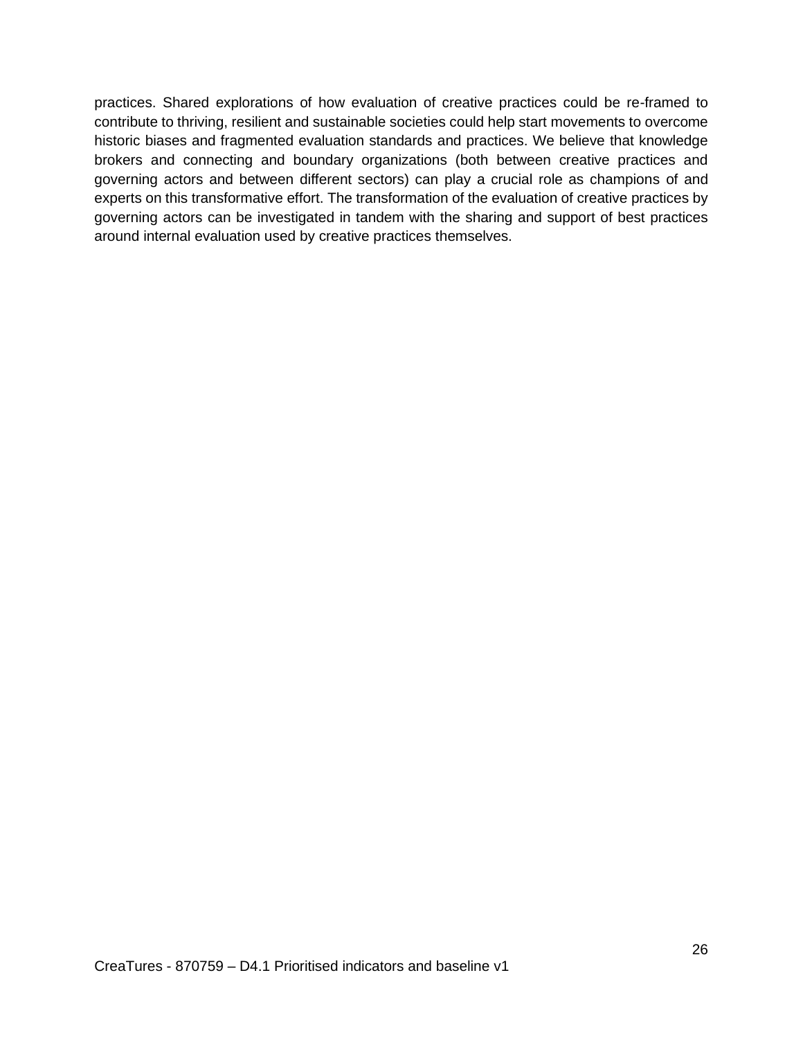practices. Shared explorations of how evaluation of creative practices could be re-framed to contribute to thriving, resilient and sustainable societies could help start movements to overcome historic biases and fragmented evaluation standards and practices. We believe that knowledge brokers and connecting and boundary organizations (both between creative practices and governing actors and between different sectors) can play a crucial role as champions of and experts on this transformative effort. The transformation of the evaluation of creative practices by governing actors can be investigated in tandem with the sharing and support of best practices around internal evaluation used by creative practices themselves.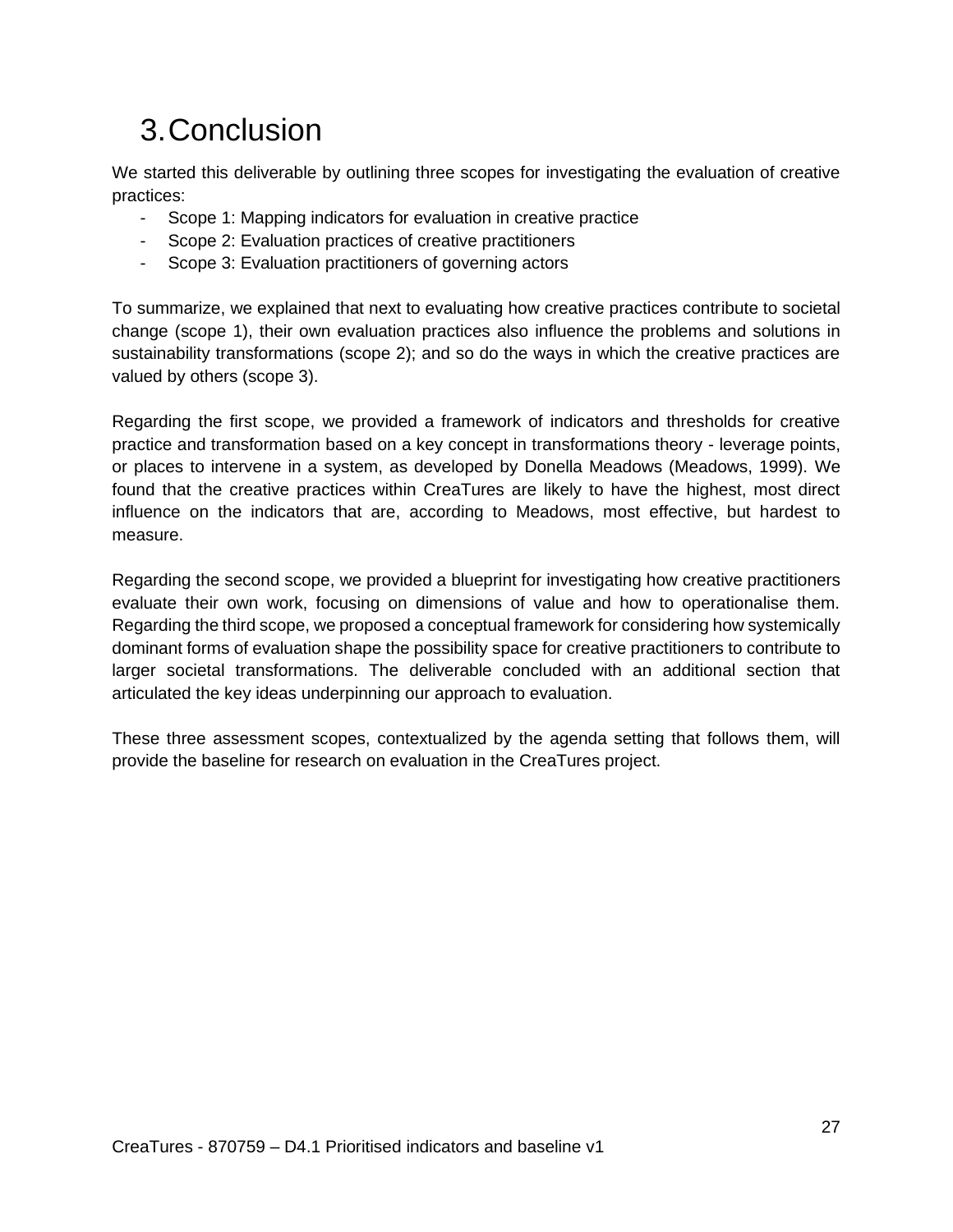# 3. Conclusion

We started this deliverable by outlining three scopes for investigating the evaluation of creative practices:

- Scope 1: Mapping indicators for evaluation in creative practice
- Scope 2: Evaluation practices of creative practitioners
- Scope 3: Evaluation practitioners of governing actors

To summarize, we explained that next to evaluating how creative practices contribute to societal change (scope 1), their own evaluation practices also influence the problems and solutions in sustainability transformations (scope 2); and so do the ways in which the creative practices are valued by others (scope 3).

Regarding the first scope, we provided a framework of indicators and thresholds for creative practice and transformation based on a key concept in transformations theory - leverage points, or places to intervene in a system, as developed by Donella Meadows (Meadows, 1999). We found that the creative practices within CreaTures are likely to have the highest, most direct influence on the indicators that are, according to Meadows, most effective, but hardest to measure.

Regarding the second scope, we provided a blueprint for investigating how creative practitioners evaluate their own work, focusing on dimensions of value and how to operationalise them. Regarding the third scope, we proposed a conceptual framework for considering how systemically dominant forms of evaluation shape the possibility space for creative practitioners to contribute to larger societal transformations. The deliverable concluded with an additional section that articulated the key ideas underpinning our approach to evaluation.

These three assessment scopes, contextualized by the agenda setting that follows them, will provide the baseline for research on evaluation in the CreaTures project.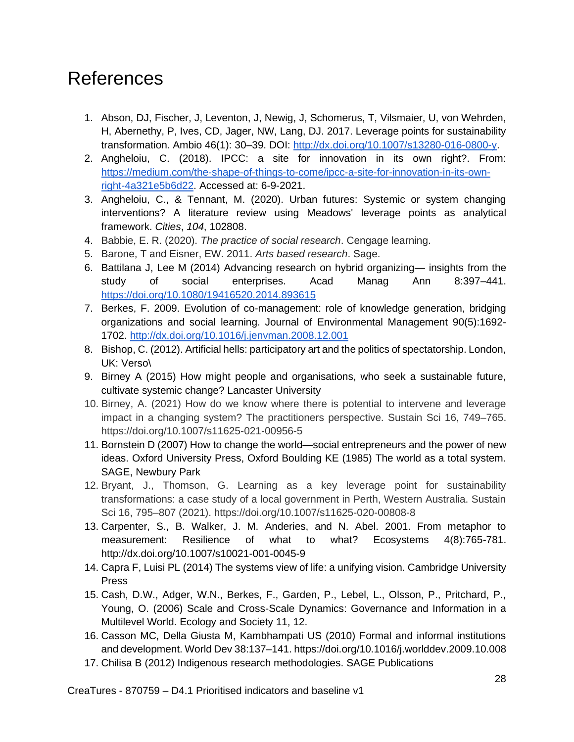# References

1. Abson, DJ, Fischer, J, Leventon, J, Newig, J, Schomerus, T, Vilsmaier, U, von Wehrden, H, Abernethy, P, Ives, CD, Jager, NW, Lang, DJ. 2017. Leverage points for sustainability transformation. Ambio 46(1): 30–39. DOI: [http://dx.doi.org/10.1007/s13280-016-0800-y](http://dx.doi.org/10.1007/s13280-016-0800-y).
2. Angheloiu, C. (2018). IPCC: a site for innovation in its own right?. From: [https://medium.com/the-shape-of-things-to-come/ipcc-a-site-for-innovation-in-its-own-right-4a321e5b6d22](https://medium.com/the-shape-of-things-to-come/ipcc-a-site-for-innovation-in-its-own-right-4a321e5b6d22). Accessed at: 6-9-2021.
3. Angheloiu, C., & Tennant, M. (2020). Urban futures: Systemic or system changing interventions? A literature review using Meadows' leverage points as analytical framework. *Cities*, *104*, 102808.
4. Babbie, E. R. (2020). *The practice of social research*. Cengage learning.
5. Barone, T and Eisner, EW. 2011. *Arts based research*. Sage.
6. Battilana J, Lee M (2014) Advancing research on hybrid organizing— insights from the study of social enterprises. Acad Manag Ann 8:397–441. [https://doi.org/10.1080/19416520.2014.893615](https://doi.org/10.1080/19416520.2014.893615)
7. Berkes, F. 2009. Evolution of co-management: role of knowledge generation, bridging organizations and social learning. Journal of Environmental Management 90(5):1692-1702. [http://dx.doi.org/10.1016/j.jenvman.2008.12.001](http://dx.doi.org/10.1016/j.jenvman.2008.12.001)
8. Bishop, C. (2012). Artificial hells: participatory art and the politics of spectatorship. London, UK: Verso\
9. Birney A (2015) How might people and organisations, who seek a sustainable future, cultivate systemic change? Lancaster University
10. Birney, A. (2021) How do we know where there is potential to intervene and leverage impact in a changing system? The practitioners perspective. Sustain Sci 16, 749–765. https://doi.org/10.1007/s11625-021-00956-5
11. Bornstein D (2007) How to change the world—social entrepreneurs and the power of new ideas. Oxford University Press, Oxford Boulding KE (1985) The world as a total system. SAGE, Newbury Park
12. Bryant, J., Thomson, G. Learning as a key leverage point for sustainability transformations: a case study of a local government in Perth, Western Australia. Sustain Sci 16, 795–807 (2021). https://doi.org/10.1007/s11625-020-00808-8
13. Carpenter, S., B. Walker, J. M. Anderies, and N. Abel. 2001. From metaphor to measurement: Resilience of what to what? Ecosystems 4(8):765-781. http://dx.doi.org/10.1007/s10021-001-0045-9
14. Capra F, Luisi PL (2014) The systems view of life: a unifying vision. Cambridge University Press
15. Cash, D.W., Adger, W.N., Berkes, F., Garden, P., Lebel, L., Olsson, P., Pritchard, P., Young, O. (2006) Scale and Cross-Scale Dynamics: Governance and Information in a Multilevel World. Ecology and Society 11, 12.
16. Casson MC, Della Giusta M, Kambhampati US (2010) Formal and informal institutions and development. World Dev 38:137–141. https://doi.org/10.1016/j.worlddev.2009.10.008
17. Chilisa B (2012) Indigenous research methodologies. SAGE Publications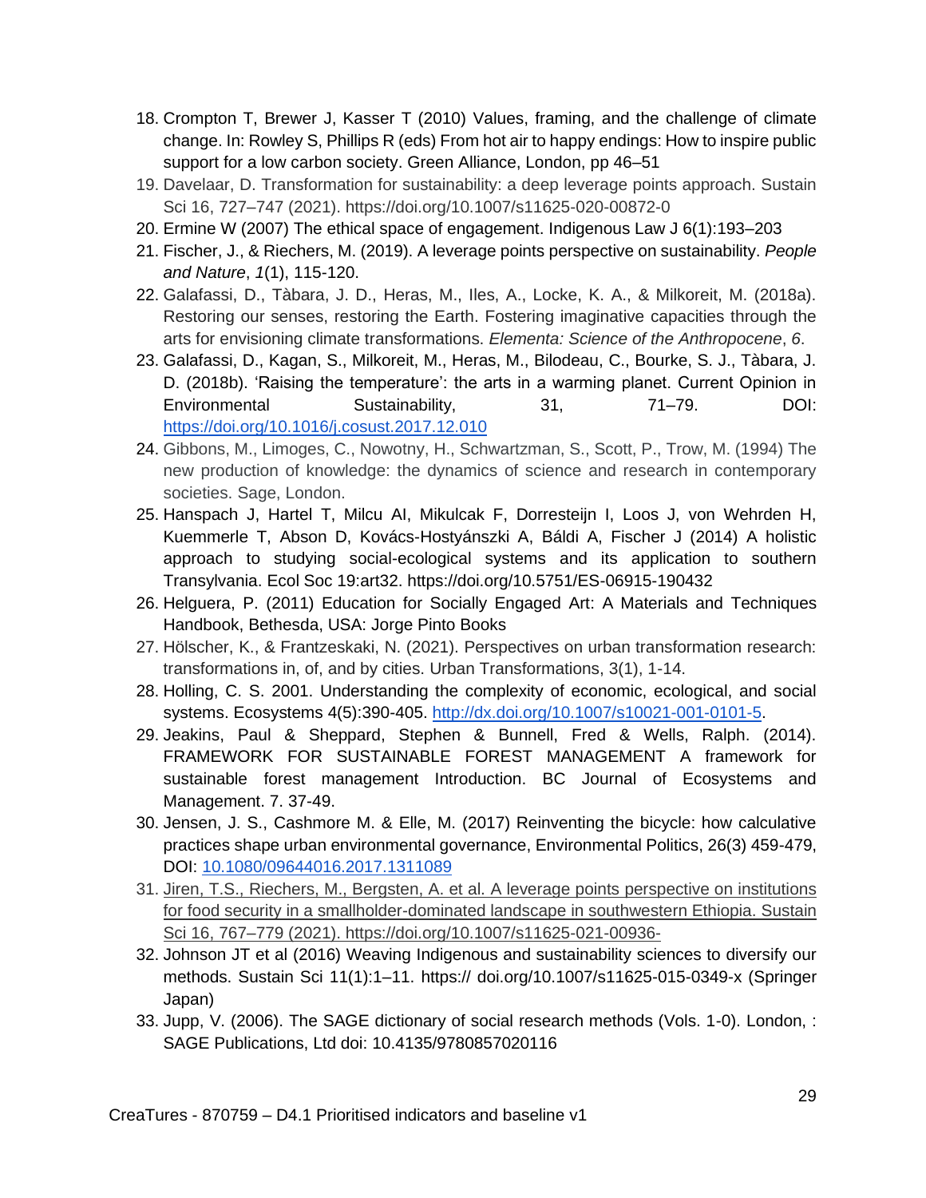18. Crompton T, Brewer J, Kasser T (2010) Values, framing, and the challenge of climate change. In: Rowley S, Phillips R (eds) From hot air to happy endings: How to inspire public support for a low carbon society. Green Alliance, London, pp 46–51
19. Davelaar, D. Transformation for sustainability: a deep leverage points approach. Sustain Sci 16, 727–747 (2021). https://doi.org/10.1007/s11625-020-00872-0
20. Ermine W (2007) The ethical space of engagement. Indigenous Law J 6(1):193–203
21. Fischer, J., & Riechers, M. (2019). A leverage points perspective on sustainability. *People and Nature*, *1*(1), 115-120.
22. Galafassi, D., Tàbara, J. D., Heras, M., Iles, A., Locke, K. A., & Milkoreit, M. (2018a). Restoring our senses, restoring the Earth. Fostering imaginative capacities through the arts for envisioning climate transformations. *Elementa: Science of the Anthropocene*, *6*.
23. Galafassi, D., Kagan, S., Milkoreit, M., Heras, M., Bilodeau, C., Bourke, S. J., Tàbara, J. D. (2018b). 'Raising the temperature': the arts in a warming planet. Current Opinion in Environmental Sustainability, 31, 71–79. DOI: [https://doi.org/10.1016/j.cosust.2017.12.010](https://doi.org/10.1016/j.cosust.2017.12.010)
24. Gibbons, M., Limoges, C., Nowotny, H., Schwartzman, S., Scott, P., Trow, M. (1994) The new production of knowledge: the dynamics of science and research in contemporary societies. Sage, London.
25. Hanspach J, Hartel T, Milcu AI, Mikulcak F, Dorresteijn I, Loos J, von Wehrden H, Kuemmerle T, Abson D, Kovács-Hostyánszki A, Báldi A, Fischer J (2014) A holistic approach to studying social-ecological systems and its application to southern Transylvania. Ecol Soc 19:art32. https://doi.org/10.5751/ES-06915-190432
26. Helguera, P. (2011) Education for Socially Engaged Art: A Materials and Techniques Handbook, Bethesda, USA: Jorge Pinto Books
27. Hölscher, K., & Frantzeskaki, N. (2021). Perspectives on urban transformation research: transformations in, of, and by cities. Urban Transformations, 3(1), 1-14.
28. Holling, C. S. 2001. Understanding the complexity of economic, ecological, and social systems. Ecosystems 4(5):390-405. [http://dx.doi.org/10.1007/s10021-001-0101-5](http://dx.doi.org/10.1007/s10021-001-0101-5).
29. Jeakins, Paul & Sheppard, Stephen & Bunnell, Fred & Wells, Ralph. (2014). FRAMEWORK FOR SUSTAINABLE FOREST MANAGEMENT A framework for sustainable forest management Introduction. BC Journal of Ecosystems and Management. 7. 37-49.
30. Jensen, J. S., Cashmore M. & Elle, M. (2017) Reinventing the bicycle: how calculative practices shape urban environmental governance, Environmental Politics, 26(3) 459-479, DOI: [10.1080/09644016.2017.1311089](https://doi.org/10.1080/09644016.2017.1311089)
31. Jiren, T.S., Riechers, M., Bergsten, A. et al. A leverage points perspective on institutions for food security in a smallholder-dominated landscape in southwestern Ethiopia. Sustain Sci 16, 767–779 (2021). https://doi.org/10.1007/s11625-021-00936-
32. Johnson JT et al (2016) Weaving Indigenous and sustainability sciences to diversify our methods. Sustain Sci 11(1):1–11. https:// doi.org/10.1007/s11625-015-0349-x (Springer Japan)
33. Jupp, V. (2006). The SAGE dictionary of social research methods (Vols. 1-0). London, : SAGE Publications, Ltd doi: 10.4135/9780857020116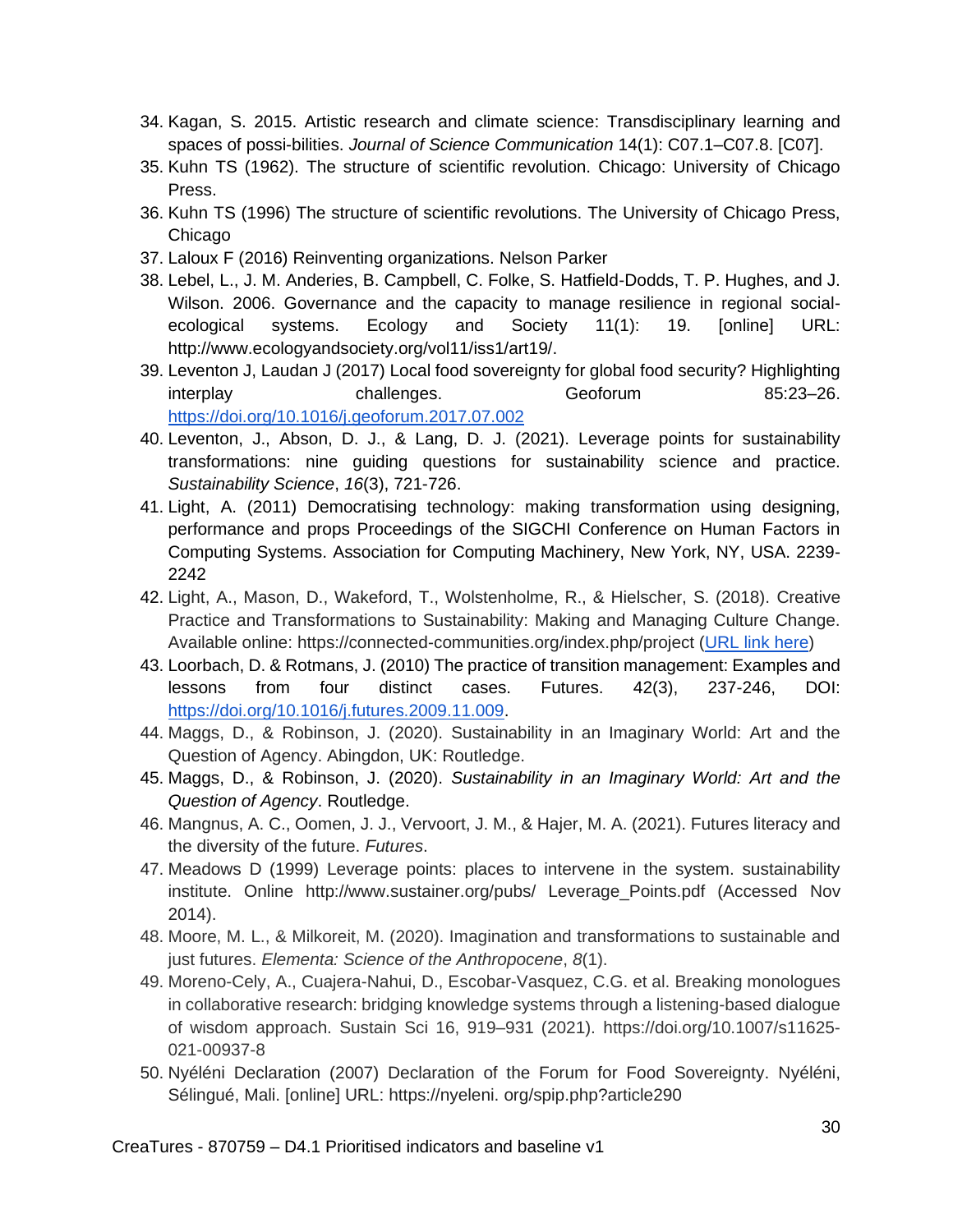34. Kagan, S. 2015. Artistic research and climate science: Transdisciplinary learning and spaces of possi-bilities. *Journal of Science Communication* 14(1): C07.1–C07.8. [C07].
35. Kuhn TS (1962). The structure of scientific revolution. Chicago: University of Chicago Press.
36. Kuhn TS (1996) The structure of scientific revolutions. The University of Chicago Press, Chicago
37. Laloux F (2016) Reinventing organizations. Nelson Parker
38. Lebel, L., J. M. Anderies, B. Campbell, C. Folke, S. Hatfield-Dodds, T. P. Hughes, and J. Wilson. 2006. Governance and the capacity to manage resilience in regional social-ecological systems. Ecology and Society 11(1): 19. [online] URL: http://www.ecologyandsociety.org/vol11/iss1/art19/.
39. Leventon J, Laudan J (2017) Local food sovereignty for global food security? Highlighting interplay challenges. Geoforum 85:23–26. https://doi.org/10.1016/j.geoforum.2017.07.002
40. Leventon, J., Abson, D. J., & Lang, D. J. (2021). Leverage points for sustainability transformations: nine guiding questions for sustainability science and practice. *Sustainability Science*, *16*(3), 721-726.
41. Light, A. (2011) Democratising technology: making transformation using designing, performance and props Proceedings of the SIGCHI Conference on Human Factors in Computing Systems. Association for Computing Machinery, New York, NY, USA. 2239-2242
42. Light, A., Mason, D., Wakeford, T., Wolstenholme, R., & Hielscher, S. (2018). Creative Practice and Transformations to Sustainability: Making and Managing Culture Change. Available online: https://connected-communities.org/index.php/project (URL link here)
43. Loorbach, D. & Rotmans, J. (2010) The practice of transition management: Examples and lessons from four distinct cases. Futures. 42(3), 237-246, DOI: https://doi.org/10.1016/j.futures.2009.11.009.
44. Maggs, D., & Robinson, J. (2020). Sustainability in an Imaginary World: Art and the Question of Agency. Abingdon, UK: Routledge.
45. Maggs, D., & Robinson, J. (2020). *Sustainability in an Imaginary World: Art and the Question of Agency*. Routledge.
46. Mangnus, A. C., Oomen, J. J., Vervoort, J. M., & Hajer, M. A. (2021). Futures literacy and the diversity of the future. *Futures*.
47. Meadows D (1999) Leverage points: places to intervene in the system. sustainability institute. Online http://www.sustainer.org/pubs/ Leverage_Points.pdf (Accessed Nov 2014).
48. Moore, M. L., & Milkoreit, M. (2020). Imagination and transformations to sustainable and just futures. *Elementa: Science of the Anthropocene*, *8*(1).
49. Moreno-Cely, A., Cuajera-Nahui, D., Escobar-Vasquez, C.G. et al. Breaking monologues in collaborative research: bridging knowledge systems through a listening-based dialogue of wisdom approach. Sustain Sci 16, 919–931 (2021). https://doi.org/10.1007/s11625-021-00937-8
50. Nyéléni Declaration (2007) Declaration of the Forum for Food Sovereignty. Nyéléni, Sélingué, Mali. [online] URL: https://nyeleni. org/spip.php?article290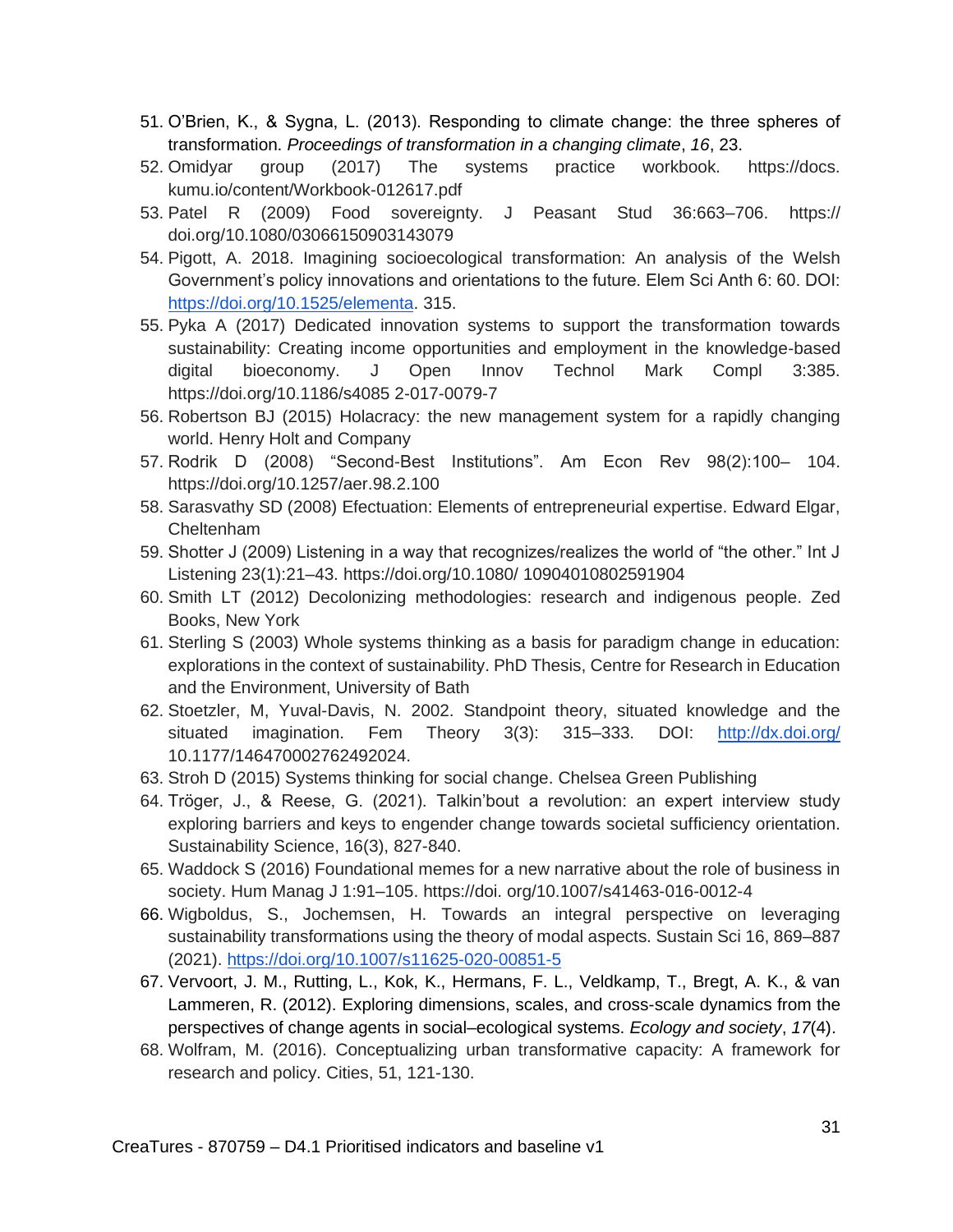51. O'Brien, K., & Sygna, L. (2013). Responding to climate change: the three spheres of transformation. *Proceedings of transformation in a changing climate*, *16*, 23.
52. Omidyar group (2017) The systems practice workbook. https://docs. kumu.io/content/Workbook-012617.pdf
53. Patel R (2009) Food sovereignty. J Peasant Stud 36:663–706. https:// doi.org/10.1080/03066150903143079
54. Pigott, A. 2018. Imagining socioecological transformation: An analysis of the Welsh Government's policy innovations and orientations to the future. Elem Sci Anth 6: 60. DOI: https://doi.org/10.1525/elementa. 315.
55. Pyka A (2017) Dedicated innovation systems to support the transformation towards sustainability: Creating income opportunities and employment in the knowledge-based digital bioeconomy. J Open Innov Technol Mark Compl 3:385. https://doi.org/10.1186/s4085 2-017-0079-7
56. Robertson BJ (2015) Holacracy: the new management system for a rapidly changing world. Henry Holt and Company
57. Rodrik D (2008) "Second-Best Institutions". Am Econ Rev 98(2):100– 104. https://doi.org/10.1257/aer.98.2.100
58. Sarasvathy SD (2008) Efectuation: Elements of entrepreneurial expertise. Edward Elgar, Cheltenham
59. Shotter J (2009) Listening in a way that recognizes/realizes the world of "the other." Int J Listening 23(1):21–43. https://doi.org/10.1080/ 10904010802591904
60. Smith LT (2012) Decolonizing methodologies: research and indigenous people. Zed Books, New York
61. Sterling S (2003) Whole systems thinking as a basis for paradigm change in education: explorations in the context of sustainability. PhD Thesis, Centre for Research in Education and the Environment, University of Bath
62. Stoetzler, M, Yuval-Davis, N. 2002. Standpoint theory, situated knowledge and the situated imagination. Fem Theory 3(3): 315–333. DOI: http://dx.doi.org/ 10.1177/146470002762492024.
63. Stroh D (2015) Systems thinking for social change. Chelsea Green Publishing
64. Tröger, J., & Reese, G. (2021). Talkin'bout a revolution: an expert interview study exploring barriers and keys to engender change towards societal sufficiency orientation. Sustainability Science, 16(3), 827-840.
65. Waddock S (2016) Foundational memes for a new narrative about the role of business in society. Hum Manag J 1:91–105. https://doi. org/10.1007/s41463-016-0012-4
66. Wigboldus, S., Jochemsen, H. Towards an integral perspective on leveraging sustainability transformations using the theory of modal aspects. Sustain Sci 16, 869–887 (2021). https://doi.org/10.1007/s11625-020-00851-5
67. Vervoort, J. M., Rutting, L., Kok, K., Hermans, F. L., Veldkamp, T., Bregt, A. K., & van Lammeren, R. (2012). Exploring dimensions, scales, and cross-scale dynamics from the perspectives of change agents in social–ecological systems. *Ecology and society*, *17*(4).
68. Wolfram, M. (2016). Conceptualizing urban transformative capacity: A framework for research and policy. Cities, 51, 121-130.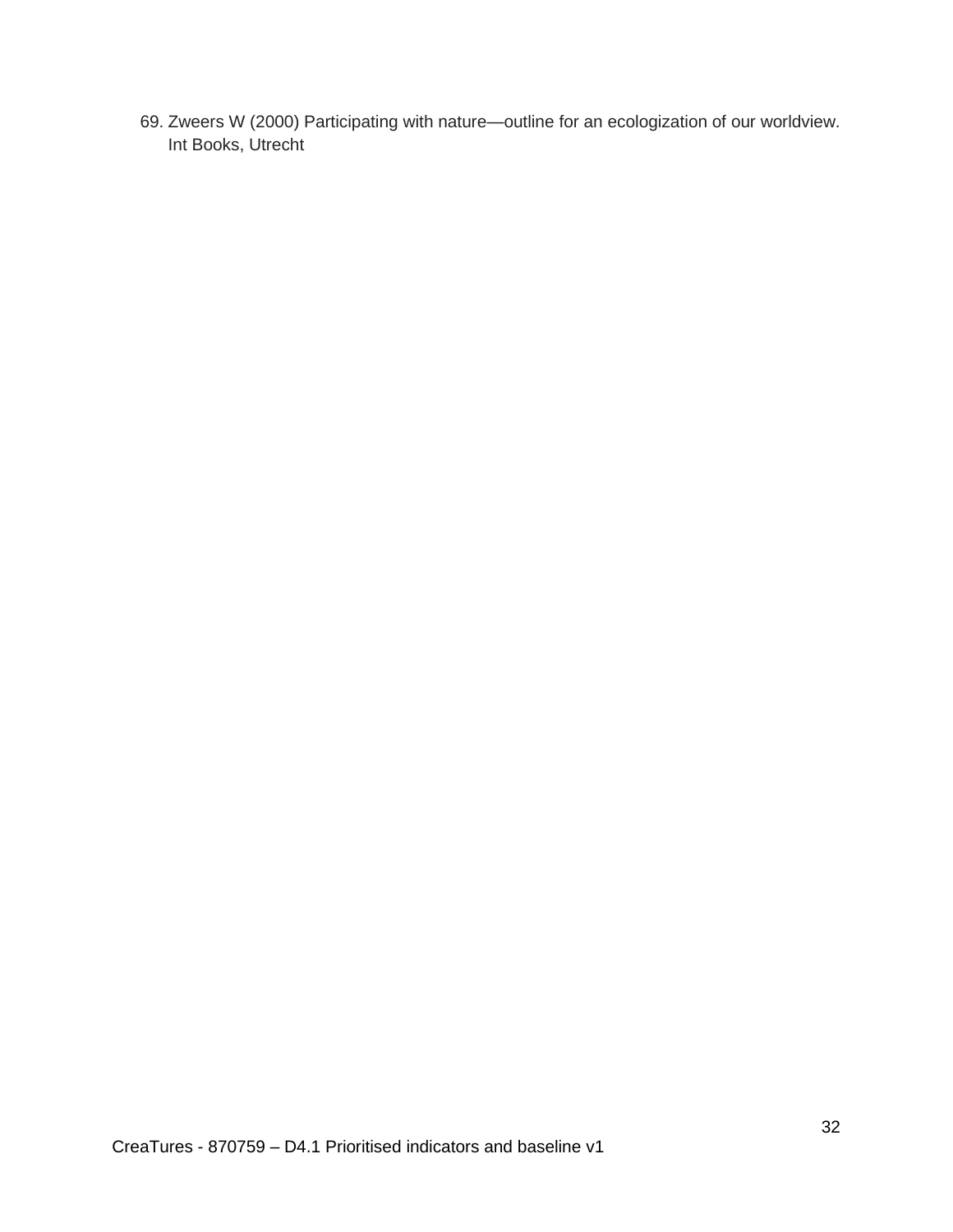69. Zweers W (2000) Participating with nature—outline for an ecologization of our worldview. Int Books, Utrecht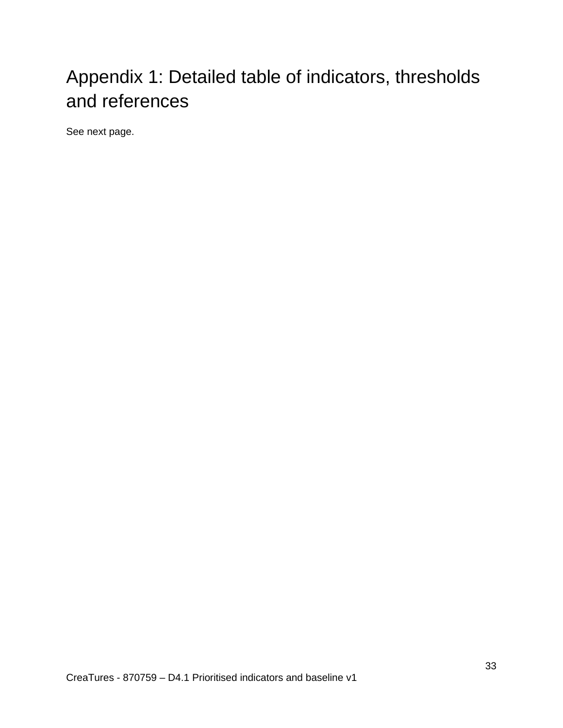# Appendix 1: Detailed table of indicators, thresholds and references

See next page.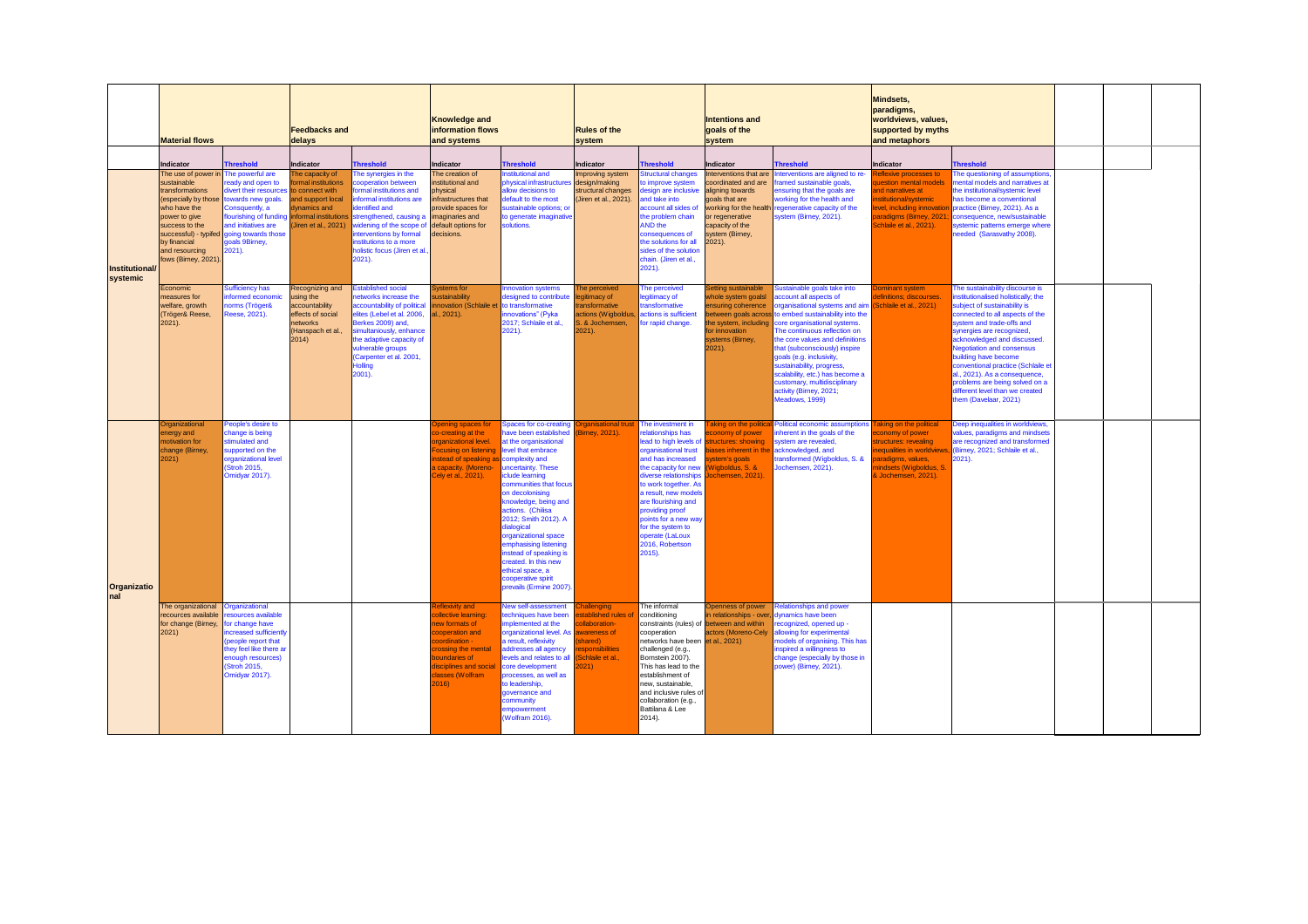| | Material flows | | Feedbacks and delays | | Knowledge and information flows and systems | | Rules of the system | | Intentions and goals of the system | | Mindsets, paradigms, worldviews, values, supported by myths and metaphors | |
|---|---|---|---|---|---|---|---|---|---|---|---|---|
| | Indicator | Threshold | Indicator | Threshold | Indicator | Threshold | Indicator | Threshold | Indicator | Threshold | Indicator | Threshold |
| Institutional/ systemic | The use of power in sustainable transformations (especially by those who have the power to give success to the successful) - typifed by financial and resourcing fows (Birney, 2021). | The powerful are ready and open to divert their resources towards new goals. Consquently, a flourishing of funding and initiatives are going towards those goals 9Birney, 2021). | The capacity of formal institutions to connect with and support local dynamics and informal institutions (Jiren et al., 2021) | The synergies in the cooperation between formal institutions and informal institutions are identified and strengthened, causing a widening of the scope of interventions by formal institutions to a more holistic focus (Jiren et al., 2021). | The creation of institutional and physical infrastructures that provide spaces for imaginaries and default options for decisions. | Institutional and physical infrastructures allow decisions to default to the most sustainable options; or to generate imaginative solutions. | Improving system design/making structural changes (Jiren et al., 2021). | Structural changes to improve system design are inclusive and take into account all sides of the problem chain AND the consequences of the solutions for all sides of the solution chain. (Jiren et al., 2021). | Interventions that are coordinated and are aligning towards goals that are working for the health or regenerative capacity of the system (Birney, 2021). | Interventions are aligned to re-framed sustainable goals, ensuring that the goals are working for the health and regenerative capacity of the system (Birney, 2021). | Reflexive processes to question mental models and narratives at institutional/systemic level, including innovation paradigms (Birney, 2021; Schlaile et al., 2021). | The questioning of assumptions, mental models and narratives at the institutional/systemic level has become a conventional practice (Birney, 2021). As a consequence, new/sustainable systemic patterns emerge where needed (Sarasvathy 2008). |
| | Economic measures for welfare, growth (Tröger& Reese, 2021). | Sufficiency has informed economic norms (Tröger& Reese, 2021). | Recognizing and using the accountability effects of social networks (Hanspach et al., 2014) | Established social networks increase the accountability of political elites (Lebel et al. 2006, Berkes 2009) and, simultaniously, enhance the adaptive capacity of vulnerable groups (Carpenter et al. 2001, Holling 2001). | Systems for sustainability innovation (Schlaile et al., 2021). | Innovation systems designed to contribute to transformative innovations" (Pyka 2017; Schlaile et al., 2021). | The perceived legitimacy of transformative actions (Wigboldus, S. & Jochemsen, 2021). | The perceived legitimacy of transformative actions is sufficient for rapid change. | Setting sustainable whole system goals ensuring coherence between goals across the system, including for innovation systems (Birney, 2021). | Sustainable goals take into account all aspects of organisational systems and aim to embed sustainability into the core organisational systems. The continuous reflection on the core values and definitions that (subconsciously) inspire goals (e.g. inclusivity, sustainability, progress, scalability, etc.) has become a customary, multidisciplinary activity (Birney, 2021; Meadows, 1999) | Dominant system definitions; discourses. (Schlaile et al., 2021) | The sustainability discourse is institutionalised holistically; the subject of sustainability is connected to all aspects of the system and trade-offs and synergies are recognized, acknowledged and discussed. Negotiation and consensus building have become conventional practice (Schlaile et al., 2021). As a consequence, problems are being solved on a different level than we created them (Davelaar, 2021) |
| Organizational | Organizational energy and motivation for change (Birney, 2021) | People's desire to change is being stimulated and supported on the organizational level (Stroh 2015, Omidyar 2017). | | | Opening spaces for co-creating at the organizational level. Focusing on listening instead of speaking as a capacity. (Moreno-Cely et al., 2021). | Spaces for co-creating have been established at the organisational level that embrace complexity and uncertainty. These iclude learning communities that focus on decolonising knowledge, being and actions. (Chilisa 2012; Smith 2012). A dialogical organizational space emphasising listening instead of speaking is created. In this new ethical space, a cooperative spirit prevails (Ermine 2007). | Organisational trust (Birney, 2021). | The investment in relationships has lead to high levels of organisational trust and has increased the capacity for new diverse relationships to work together. As a result, new models are flourishing and providing proof points for a new way for the system to operate (LaLoux 2016, Robertson 2015). | Taking on the political economy of power structures: showing biases inherent in the system's goals (Wigboldus, S. & Jochemsen, 2021). | Political economic assumptions inherent in the goals of the system are revealed, acknowledged, and transformed (Wigboldus, S. & Jochemsen, 2021). | Taking on the political economy of power structures: revealing inequalities in worldviews, paradigms, values, mindsets (Wigboldus, S. & Jochemsen, 2021). | Deep inequalities in worldviews, values, paradigms and mindsets are recognized and transformed (Birney, 2021; Schlaile et al., 2021). |
| | The organizational recources available for change (Birney, 2021) | Organizational resources available for change have increased sufficiently (people report that they feel like there ar enough resources) (Stroh 2015, Omidyar 2017). | | | Reflexivity and collective learning: new formats of cooperation and coordination - crossing the mental boundaries of disciplines and social classes (Wolfram 2016) | New self-assessment techniques have been implemented at the organizational level. As a result, reflexivity addresses all agency levels and relates to all core development processes, as well as to leadership, governance and community empowerment (Wolfram 2016). | Challenging established rules of collaboration-awareness of (shared) responsibilities (Schlaile et al., 2021) | The informal conditioning constraints (rules) of cooperation networks have been challenged (e.g., Bornstein 2007). This has lead to the establishment of new, sustainable, and inclusive rules of collaboration (e.g., Battilana & Lee 2014). | Openness of power in relationships - over, between and within actors (Moreno-Cely et al., 2021) | Relationships and power dynamics have been recognized, opened up - allowing for experimental models of organising. This has inspired a willingness to change (especially by those in power) (Birney, 2021). | | |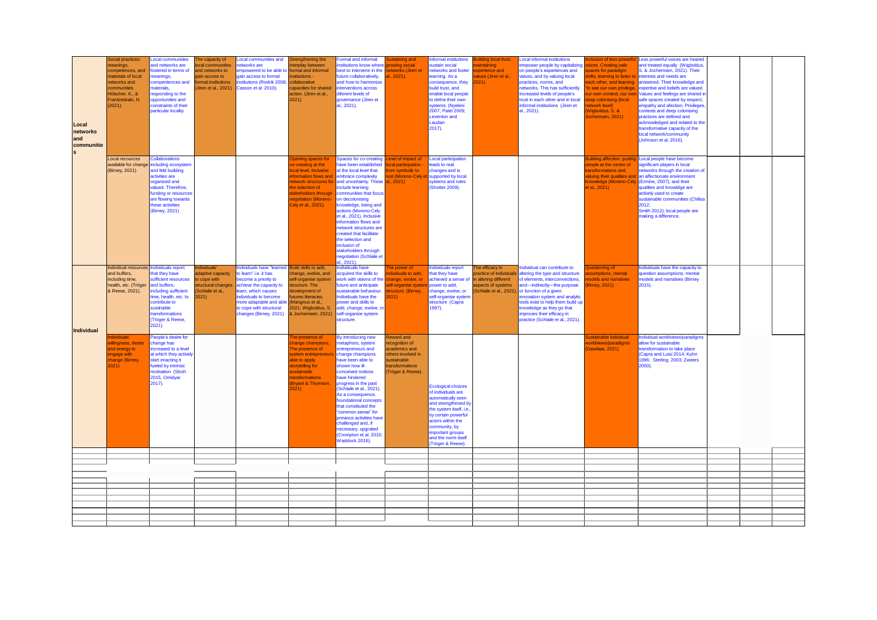| | | | | | | | | | | | | | | | | |
|---|---|---|---|---|---|---|---|---|---|---|---|---|---|---|---|---|
| Local networks and communities | Social practices: meanings, competences, and materials of local networks and communities Hölscher, K., & Frantzeskaki, N. (2021). | Local communities and networks are fostered in terms of meanings, compentences and materials, responding to the opportunities and constraints of their particular locality | The capacity of local communities and networks to gain access to formal institutions (Jiren et al., 2021) | Local communities and networks are empowered to be able to gain access to formal institutions (Rodrik 2008; Casson et al. 2010). | Strengthening the interplay between formal and informal institutions - collaborative capacities for shared action. (Jiren et al., 2021) | Formal and informal institutions know where best to intervene in the future collaboratively, and how to harmonize interventions across diferent levels of governance (Jiren et al., 2021). | Sustaining and growing social networks (Jiren et al., 2021). | Informal institutions sustain social networks and foster learning. As a consequence, they build trust, and enable local people to define their own systems (Nyeleni 2007; Patel 2009; Leventon and Laudan 2017). | Building local trust, maintaining experience and values (Jiren et al., 2021). | Local informal institutions empower people by capitalizing on people's experiences and values, and by valuing local practices, norms, and networks. This has sufficiently increased levels of people's trust in each other and in local informal institutions (Jiren et al., 2021). | Inclusion of less powerful voices. Creating safe spaces for paradigm shifts: learning to listen to each other, and learning "to see our own privilege, our own context, our own deep colonising (local network level) (Wigboldus, S. & Jochemsen, 2021) | Less powerful voices are heared and treated equally (Wigboldus, S. & Jochemsen, 2021). Their interests and needs are answered. Their knowledge and expertise and beliefs are valued. Values and feelings are shared in safe spaces created by respect, empathy and afection. Privileges, contexts and deep colonising practices are defined and acknowledged and related to the transformative capacity of the local network/community (Johnson et al. 2016). | | | |
| | Local recources available for change (Birney, 2021) | Collaborations including ecosystem and feld building activities are organized and valued. Therefore, funding or resources are flowing towards these activities (Birney, 2021) | | | Opening spaces for co-creating at the local level. Inclusive information flows and network structures for the selection of stakeholders through negotiation (Moreno-Cely et al., 2021). | Spaces for co-creating have been established at the local level that embrace complexity and uncertainty. These include learning communities that focus on decolonising knowledge, being and actions (Moreno-Cely et al., 2021). Inclusive information flows and network structures are created that facilitate the selection and inclusion of stakeholders through negotiation (Schlaile et al., 2021). | Level of impact of local participation - from symbolic to real (Moreno-Cely et al., 2021) | Local participation leads to real changes and is supported by local systems and rules (Shotter 2009). | | | Building affection: putting people at the centre of transformations and valuing their qualities and knowledge (Moreno-Cely et al., 2021) | Local people have become significant players in local networks through the creation of an affectionate environment (Ermine, 2007), and their qualities and knowldge are actively used to create sustainable communities (Chilisa 2012; Smith 2012); local people are making a difference. | | | |
| Individual | Individual resources and buffers, including time, health, etc. (Tröger & Reese, 2021). | Individuals report that they have sufficient resources and buffers, including sufficient time, health, etc. to contribute to sustainable transformations (Tröger & Reese, 2021). | Individuals' adaptive capacity to cope with structural changes (Schlaile et al., 2021) | Individuals have "learned to learn" i.e. it has become a priority to achieve the capacity to learn, which causes individuals to become more adaptable and able to cope with structural changes (Birney, 2021) | Build skills to add, change, evolve, and self-organise system structure. The development of futures literacies. (Mangnus et al., 2021; Wigboldus, S. & Jochemsen, 2021) | Individuals have acquired the skills to work with visions of the future and anticipate sustainable behaviour. Individuals have the power and skills to add, change, evolve, or self-organize system structure. | The power of individuals to add, change, evolve, or self-organise system structure. (Birney, 2021) | Individuals report that they have achieved a sense of power to add, change, evolve, or self-organise system structure (Capra 1997). | The efficacy in practice of individuals in altering different aspects of systems (Schlaile et al., 2021). | Individual can contribute to altering the type and structure of elements, interconnections, and—indirectly—the purpose or function of a given innovation system and analytic tools exist to help them build up knowledge as they go that improves their efficacy in practice (Schlaile et al., 2021). | Questioning of assumptions, mental models and narratives (Birney, 2021) | Individuals have the capacity to question assumptions, mental models and narratives (Birney 2015). | | | |
| | Individuals' willingness, desire and energy to engage with change (Birney, 2021) | People's desire for change has increased to a level at which they actively start enacting it fueled by intrinsic motivation (Stroh 2015, Omidyar 2017). | | | The presence of change champions; The presence of system entrepreneurs able to apply storytelling for sustainable transformations (Bryant & Thomson, 2021) | By introducing new metaphors, system entrepreneurs and change champions have been able to shown how ill-conceived notions have hindered progress in the past (Schlaile et al., 2021). As a consequence, foundational concepts that constituted the "common sense" for previous activities have challenged and, if necessary, upgrated (Crompton et al. 2010; Waddock 2016). | Reward and recognition of academics and others involved in sustainable transformations (Tröger & Reese). | Ecological choices of individuals are automatically seen and strengthened by the system itself, i.e., by certain powerful actors within the community, by important groups and the norm itself (Tröger & Reese). | | | Sustainable individual worldviews/paradigms (Davelaar, 2021) | Individual worldviews/paradigms allow for sustainable transformation to take place (Capra and Luisi 2014; Kuhn 1996; Sterling, 2003; Zweers 2000). | | | |